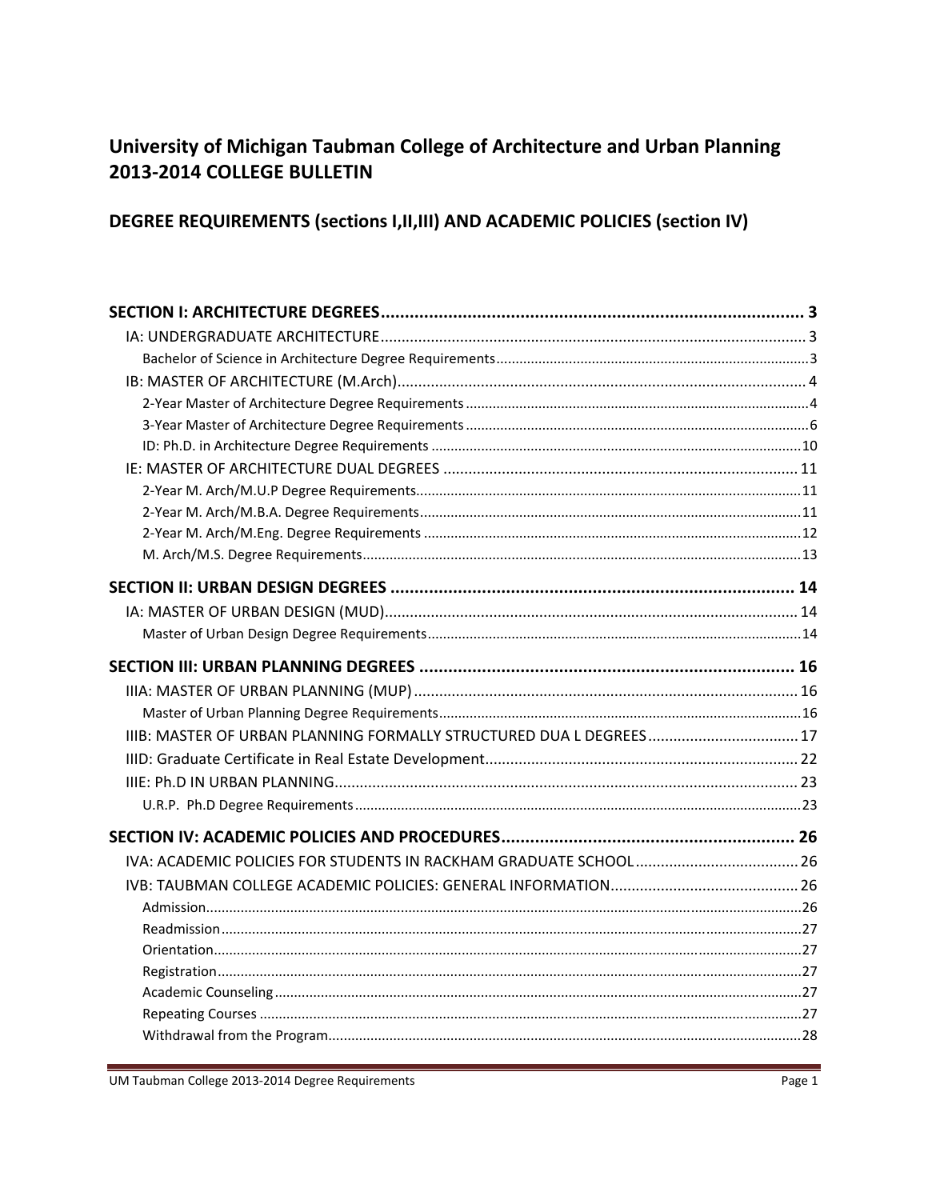# University of Michigan Taubman College of Architecture and Urban Planning 2013-2014 COLLEGE BULLETIN

## DEGREE REQUIREMENTS (sections I,II,III) AND ACADEMIC POLICIES (section IV)

**SECTION I: ARCHITECTURE DEGREES** ........................................ 3

- IA: UNDERGRADUATE ARCHITECTURE ........................................ 3
  - Bachelor of Science in Architecture Degree Requirements ........................................ 3
- IB: MASTER OF ARCHITECTURE (M.Arch) ........................................ 4
  - 2-Year Master of Architecture Degree Requirements ........................................ 4
  - 3-Year Master of Architecture Degree Requirements ........................................ 6
  - ID: Ph.D. in Architecture Degree Requirements ........................................ 10
- IE: MASTER OF ARCHITECTURE DUAL DEGREES ........................................ 11
  - 2-Year M. Arch/M.U.P Degree Requirements ........................................ 11
  - 2-Year M. Arch/M.B.A. Degree Requirements ........................................ 11
  - 2-Year M. Arch/M.Eng. Degree Requirements ........................................ 12
  - M. Arch/M.S. Degree Requirements ........................................ 13

**SECTION II: URBAN DESIGN DEGREES** ........................................ 14

- IA: MASTER OF URBAN DESIGN (MUD) ........................................ 14
  - Master of Urban Design Degree Requirements ........................................ 14

**SECTION III: URBAN PLANNING DEGREES** ........................................ 16

- IIIA: MASTER OF URBAN PLANNING (MUP) ........................................ 16
  - Master of Urban Planning Degree Requirements ........................................ 16
- IIIB: MASTER OF URBAN PLANNING FORMALLY STRUCTURED DUA L DEGREES ........................................ 17
- IIID: Graduate Certificate in Real Estate Development ........................................ 22
- IIIE: Ph.D IN URBAN PLANNING ........................................ 23
  - U.R.P. Ph.D Degree Requirements ........................................ 23

**SECTION IV: ACADEMIC POLICIES AND PROCEDURES** ........................................ 26

- IVA: ACADEMIC POLICIES FOR STUDENTS IN RACKHAM GRADUATE SCHOOL ........................................ 26
- IVB: TAUBMAN COLLEGE ACADEMIC POLICIES: GENERAL INFORMATION ........................................ 26
  - Admission ........................................ 26
  - Readmission ........................................ 27
  - Orientation ........................................ 27
  - Registration ........................................ 27
  - Academic Counseling ........................................ 27
  - Repeating Courses ........................................ 27
  - Withdrawal from the Program ........................................ 28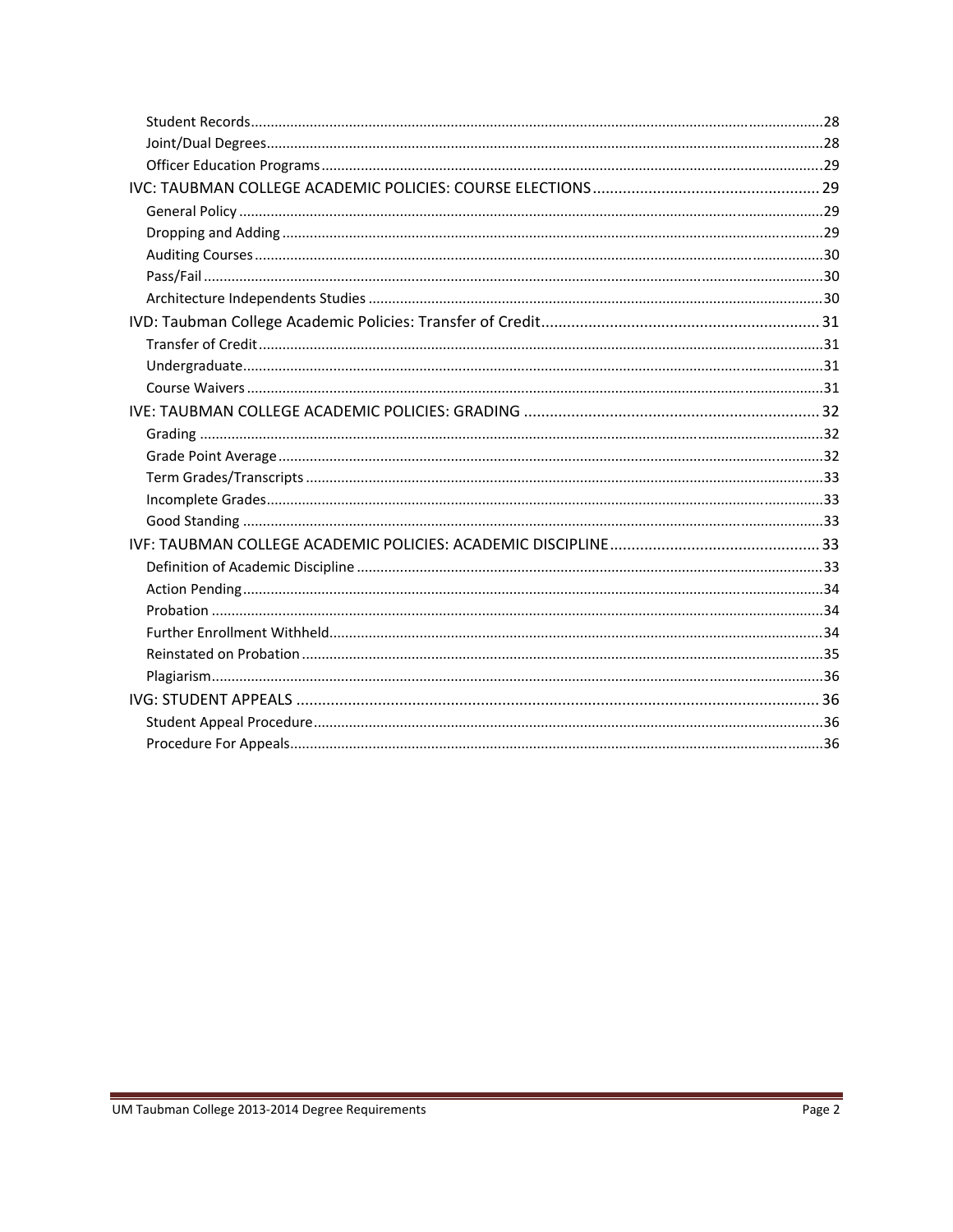Student Records ............ 28
Joint/Dual Degrees ............ 28
Officer Education Programs ............ 29

IVC: TAUBMAN COLLEGE ACADEMIC POLICIES: COURSE ELECTIONS ............ 29

General Policy ............ 29
Dropping and Adding ............ 29
Auditing Courses ............ 30
Pass/Fail ............ 30
Architecture Independents Studies ............ 30

IVD: Taubman College Academic Policies: Transfer of Credit ............ 31

Transfer of Credit ............ 31
Undergraduate ............ 31
Course Waivers ............ 31

IVE: TAUBMAN COLLEGE ACADEMIC POLICIES: GRADING ............ 32

Grading ............ 32
Grade Point Average ............ 32
Term Grades/Transcripts ............ 33
Incomplete Grades ............ 33
Good Standing ............ 33

IVF: TAUBMAN COLLEGE ACADEMIC POLICIES: ACADEMIC DISCIPLINE ............ 33

Definition of Academic Discipline ............ 33
Action Pending ............ 34
Probation ............ 34
Further Enrollment Withheld ............ 34
Reinstated on Probation ............ 35
Plagiarism ............ 36

IVG: STUDENT APPEALS ............ 36

Student Appeal Procedure ............ 36
Procedure For Appeals ............ 36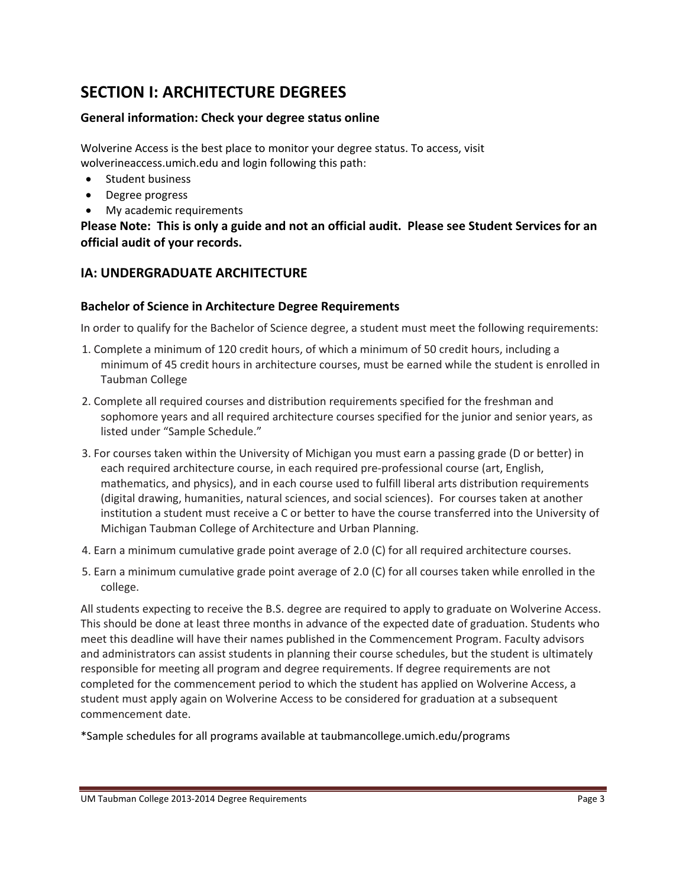# SECTION I: ARCHITECTURE DEGREES

### General information: Check your degree status online

Wolverine Access is the best place to monitor your degree status. To access, visit wolverineaccess.umich.edu and login following this path:

- Student business
- Degree progress
- My academic requirements

**Please Note: This is only a guide and not an official audit. Please see Student Services for an official audit of your records.**

## IA: UNDERGRADUATE ARCHITECTURE

### Bachelor of Science in Architecture Degree Requirements

In order to qualify for the Bachelor of Science degree, a student must meet the following requirements:

1. Complete a minimum of 120 credit hours, of which a minimum of 50 credit hours, including a minimum of 45 credit hours in architecture courses, must be earned while the student is enrolled in Taubman College
2. Complete all required courses and distribution requirements specified for the freshman and sophomore years and all required architecture courses specified for the junior and senior years, as listed under "Sample Schedule."
3. For courses taken within the University of Michigan you must earn a passing grade (D or better) in each required architecture course, in each required pre-professional course (art, English, mathematics, and physics), and in each course used to fulfill liberal arts distribution requirements (digital drawing, humanities, natural sciences, and social sciences). For courses taken at another institution a student must receive a C or better to have the course transferred into the University of Michigan Taubman College of Architecture and Urban Planning.
4. Earn a minimum cumulative grade point average of 2.0 (C) for all required architecture courses.
5. Earn a minimum cumulative grade point average of 2.0 (C) for all courses taken while enrolled in the college.

All students expecting to receive the B.S. degree are required to apply to graduate on Wolverine Access. This should be done at least three months in advance of the expected date of graduation. Students who meet this deadline will have their names published in the Commencement Program. Faculty advisors and administrators can assist students in planning their course schedules, but the student is ultimately responsible for meeting all program and degree requirements. If degree requirements are not completed for the commencement period to which the student has applied on Wolverine Access, a student must apply again on Wolverine Access to be considered for graduation at a subsequent commencement date.

*Sample schedules for all programs available at taubmancollege.umich.edu/programs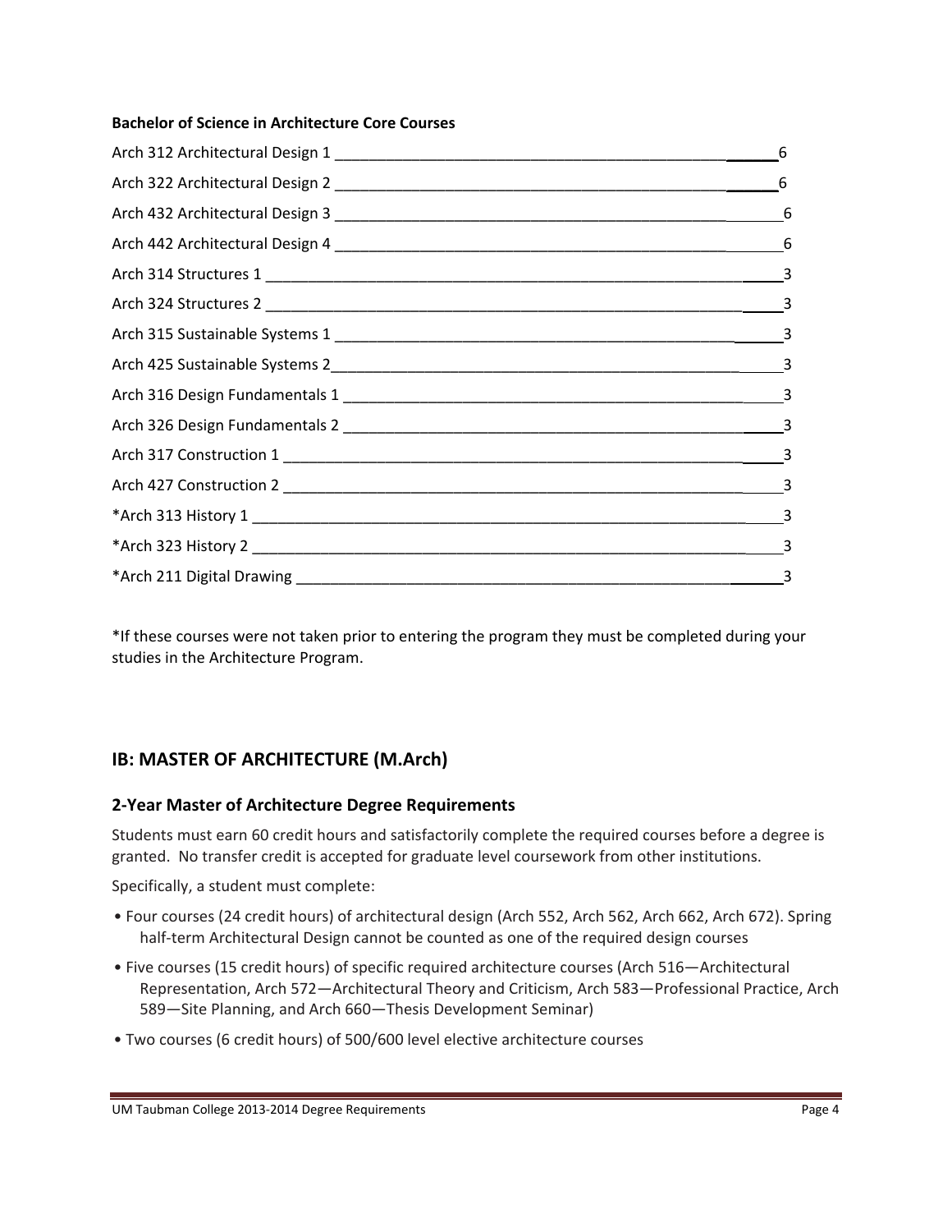**Bachelor of Science in Architecture Core Courses**

| | |
|---|---|
| Arch 312 Architectural Design 1 | 6 |
| Arch 322 Architectural Design 2 | 6 |
| Arch 432 Architectural Design 3 | 6 |
| Arch 442 Architectural Design 4 | 6 |
| Arch 314 Structures 1 | 3 |
| Arch 324 Structures 2 | 3 |
| Arch 315 Sustainable Systems 1 | 3 |
| Arch 425 Sustainable Systems 2 | 3 |
| Arch 316 Design Fundamentals 1 | 3 |
| Arch 326 Design Fundamentals 2 | 3 |
| Arch 317 Construction 1 | 3 |
| Arch 427 Construction 2 | 3 |
| *Arch 313 History 1 | 3 |
| *Arch 323 History 2 | 3 |
| *Arch 211 Digital Drawing | 3 |

*If these courses were not taken prior to entering the program they must be completed during your studies in the Architecture Program.

## IB: MASTER OF ARCHITECTURE (M.Arch)

### 2-Year Master of Architecture Degree Requirements

Students must earn 60 credit hours and satisfactorily complete the required courses before a degree is granted. No transfer credit is accepted for graduate level coursework from other institutions.

Specifically, a student must complete:

- Four courses (24 credit hours) of architectural design (Arch 552, Arch 562, Arch 662, Arch 672). Spring half-term Architectural Design cannot be counted as one of the required design courses
- Five courses (15 credit hours) of specific required architecture courses (Arch 516—Architectural Representation, Arch 572—Architectural Theory and Criticism, Arch 583—Professional Practice, Arch 589—Site Planning, and Arch 660—Thesis Development Seminar)
- Two courses (6 credit hours) of 500/600 level elective architecture courses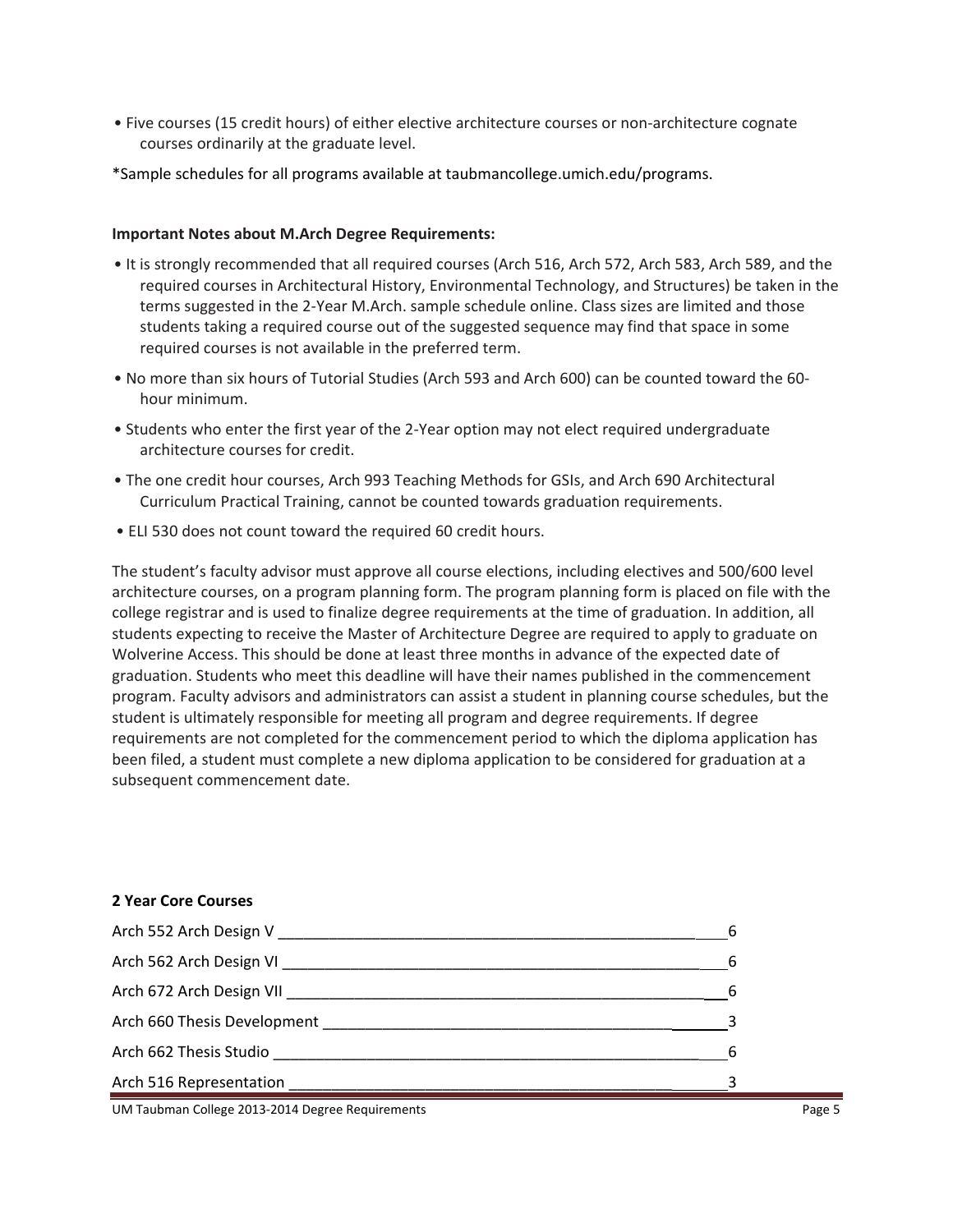- Five courses (15 credit hours) of either elective architecture courses or non-architecture cognate courses ordinarily at the graduate level.

*Sample schedules for all programs available at taubmancollege.umich.edu/programs.

**Important Notes about M.Arch Degree Requirements:**

- It is strongly recommended that all required courses (Arch 516, Arch 572, Arch 583, Arch 589, and the required courses in Architectural History, Environmental Technology, and Structures) be taken in the terms suggested in the 2-Year M.Arch. sample schedule online. Class sizes are limited and those students taking a required course out of the suggested sequence may find that space in some required courses is not available in the preferred term.
- No more than six hours of Tutorial Studies (Arch 593 and Arch 600) can be counted toward the 60-hour minimum.
- Students who enter the first year of the 2-Year option may not elect required undergraduate architecture courses for credit.
- The one credit hour courses, Arch 993 Teaching Methods for GSIs, and Arch 690 Architectural Curriculum Practical Training, cannot be counted towards graduation requirements.
- ELI 530 does not count toward the required 60 credit hours.

The student's faculty advisor must approve all course elections, including electives and 500/600 level architecture courses, on a program planning form. The program planning form is placed on file with the college registrar and is used to finalize degree requirements at the time of graduation. In addition, all students expecting to receive the Master of Architecture Degree are required to apply to graduate on Wolverine Access. This should be done at least three months in advance of the expected date of graduation. Students who meet this deadline will have their names published in the commencement program. Faculty advisors and administrators can assist a student in planning course schedules, but the student is ultimately responsible for meeting all program and degree requirements. If degree requirements are not completed for the commencement period to which the diploma application has been filed, a student must complete a new diploma application to be considered for graduation at a subsequent commencement date.

**2 Year Core Courses**

| | |
|---|---|
| Arch 552 Arch Design V | 6 |
| Arch 562 Arch Design VI | 6 |
| Arch 672 Arch Design VII | 6 |
| Arch 660 Thesis Development | 3 |
| Arch 662 Thesis Studio | 6 |
| Arch 516 Representation | 3 |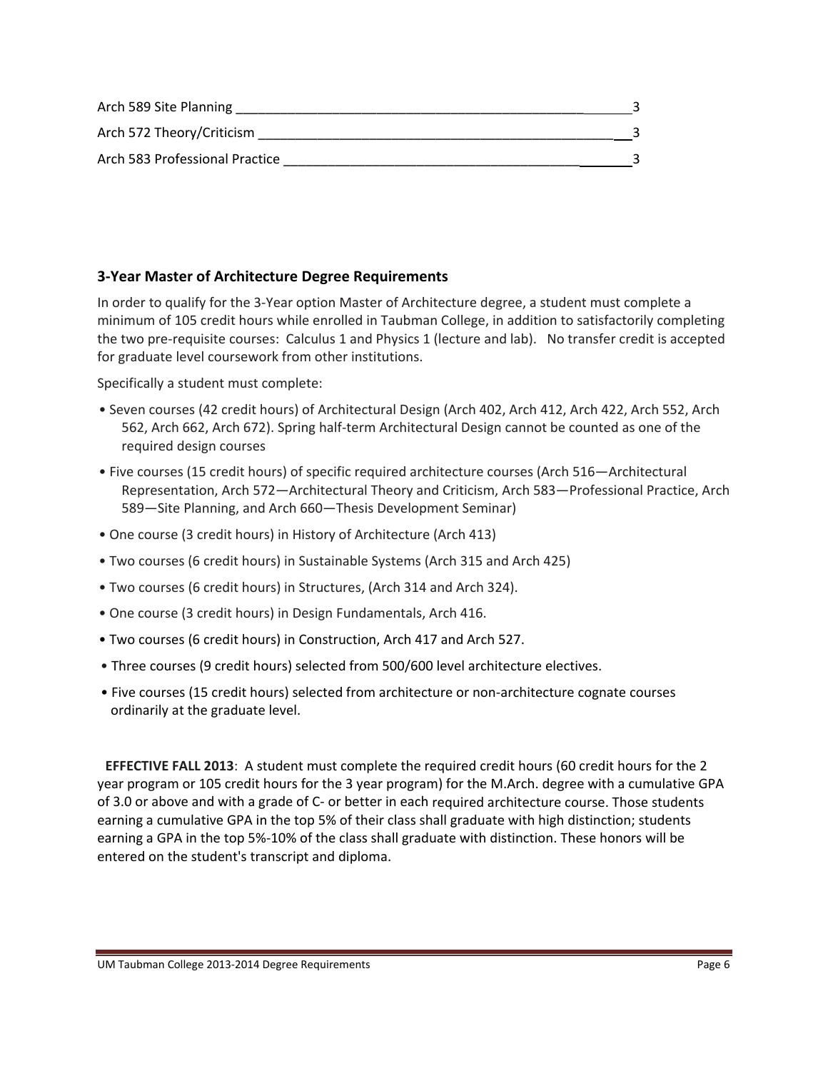| | |
|---|---|
| Arch 589 Site Planning | 3 |
| Arch 572 Theory/Criticism | 3 |
| Arch 583 Professional Practice | 3 |

### 3-Year Master of Architecture Degree Requirements

In order to qualify for the 3-Year option Master of Architecture degree, a student must complete a minimum of 105 credit hours while enrolled in Taubman College, in addition to satisfactorily completing the two pre-requisite courses: Calculus 1 and Physics 1 (lecture and lab). No transfer credit is accepted for graduate level coursework from other institutions.

Specifically a student must complete:

- Seven courses (42 credit hours) of Architectural Design (Arch 402, Arch 412, Arch 422, Arch 552, Arch 562, Arch 662, Arch 672). Spring half-term Architectural Design cannot be counted as one of the required design courses
- Five courses (15 credit hours) of specific required architecture courses (Arch 516—Architectural Representation, Arch 572—Architectural Theory and Criticism, Arch 583—Professional Practice, Arch 589—Site Planning, and Arch 660—Thesis Development Seminar)
- One course (3 credit hours) in History of Architecture (Arch 413)
- Two courses (6 credit hours) in Sustainable Systems (Arch 315 and Arch 425)
- Two courses (6 credit hours) in Structures, (Arch 314 and Arch 324).
- One course (3 credit hours) in Design Fundamentals, Arch 416.
- Two courses (6 credit hours) in Construction, Arch 417 and Arch 527.
- Three courses (9 credit hours) selected from 500/600 level architecture electives.
- Five courses (15 credit hours) selected from architecture or non-architecture cognate courses ordinarily at the graduate level.

**EFFECTIVE FALL 2013**: A student must complete the required credit hours (60 credit hours for the 2 year program or 105 credit hours for the 3 year program) for the M.Arch. degree with a cumulative GPA of 3.0 or above and with a grade of C- or better in each required architecture course. Those students earning a cumulative GPA in the top 5% of their class shall graduate with high distinction; students earning a GPA in the top 5%-10% of the class shall graduate with distinction. These honors will be entered on the student's transcript and diploma.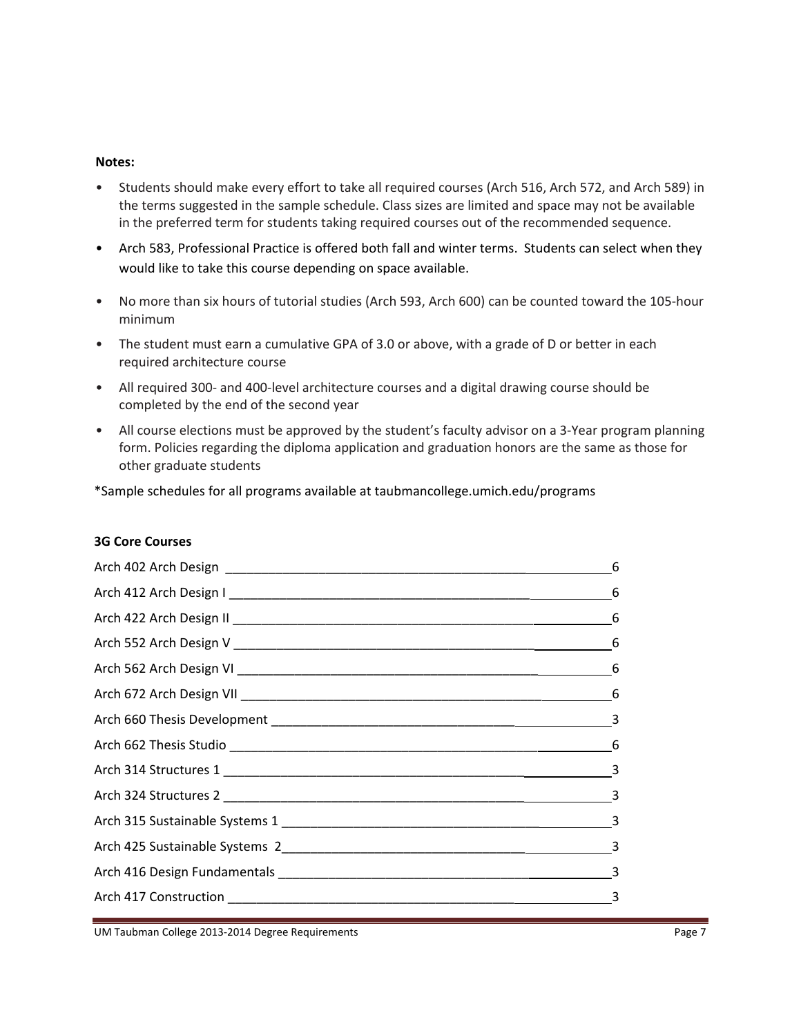**Notes:**

- Students should make every effort to take all required courses (Arch 516, Arch 572, and Arch 589) in the terms suggested in the sample schedule. Class sizes are limited and space may not be available in the preferred term for students taking required courses out of the recommended sequence.
- Arch 583, Professional Practice is offered both fall and winter terms. Students can select when they would like to take this course depending on space available.
- No more than six hours of tutorial studies (Arch 593, Arch 600) can be counted toward the 105-hour minimum
- The student must earn a cumulative GPA of 3.0 or above, with a grade of D or better in each required architecture course
- All required 300- and 400-level architecture courses and a digital drawing course should be completed by the end of the second year
- All course elections must be approved by the student's faculty advisor on a 3-Year program planning form. Policies regarding the diploma application and graduation honors are the same as those for other graduate students

*Sample schedules for all programs available at taubmancollege.umich.edu/programs

**3G Core Courses**

| | |
|---|---|
| Arch 402 Arch Design | 6 |
| Arch 412 Arch Design I | 6 |
| Arch 422 Arch Design II | 6 |
| Arch 552 Arch Design V | 6 |
| Arch 562 Arch Design VI | 6 |
| Arch 672 Arch Design VII | 6 |
| Arch 660 Thesis Development | 3 |
| Arch 662 Thesis Studio | 6 |
| Arch 314 Structures 1 | 3 |
| Arch 324 Structures 2 | 3 |
| Arch 315 Sustainable Systems 1 | 3 |
| Arch 425 Sustainable Systems 2 | 3 |
| Arch 416 Design Fundamentals | 3 |
| Arch 417 Construction | 3 |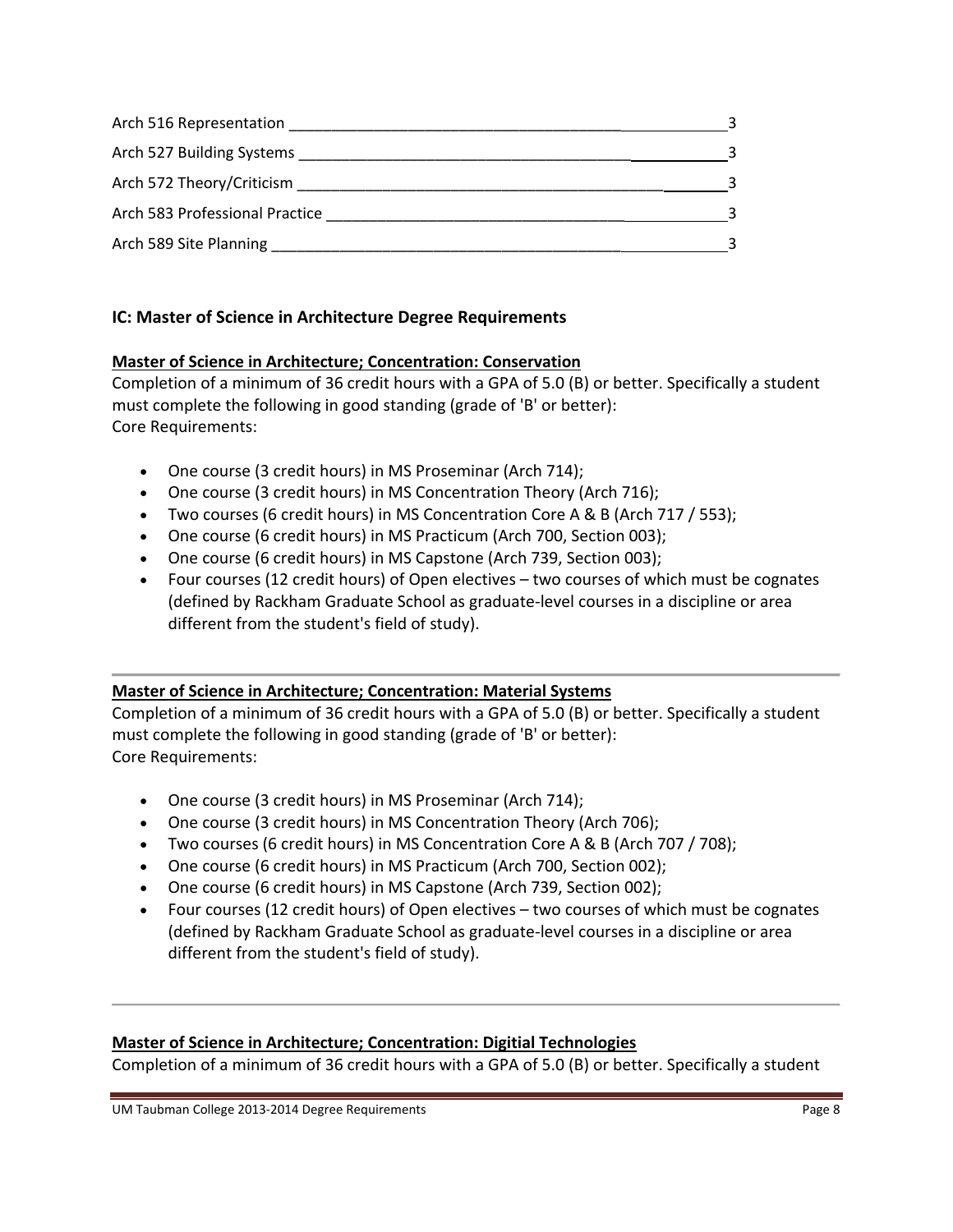| | |
|---|---|
| Arch 516 Representation | 3 |
| Arch 527 Building Systems | 3 |
| Arch 572 Theory/Criticism | 3 |
| Arch 583 Professional Practice | 3 |
| Arch 589 Site Planning | 3 |

### IC: Master of Science in Architecture Degree Requirements

**Master of Science in Architecture; Concentration: Conservation**

Completion of a minimum of 36 credit hours with a GPA of 5.0 (B) or better. Specifically a student must complete the following in good standing (grade of 'B' or better):
Core Requirements:

- One course (3 credit hours) in MS Proseminar (Arch 714);
- One course (3 credit hours) in MS Concentration Theory (Arch 716);
- Two courses (6 credit hours) in MS Concentration Core A & B (Arch 717 / 553);
- One course (6 credit hours) in MS Practicum (Arch 700, Section 003);
- One course (6 credit hours) in MS Capstone (Arch 739, Section 003);
- Four courses (12 credit hours) of Open electives – two courses of which must be cognates (defined by Rackham Graduate School as graduate-level courses in a discipline or area different from the student's field of study).

---

**Master of Science in Architecture; Concentration: Material Systems**

Completion of a minimum of 36 credit hours with a GPA of 5.0 (B) or better. Specifically a student must complete the following in good standing (grade of 'B' or better):
Core Requirements:

- One course (3 credit hours) in MS Proseminar (Arch 714);
- One course (3 credit hours) in MS Concentration Theory (Arch 706);
- Two courses (6 credit hours) in MS Concentration Core A & B (Arch 707 / 708);
- One course (6 credit hours) in MS Practicum (Arch 700, Section 002);
- One course (6 credit hours) in MS Capstone (Arch 739, Section 002);
- Four courses (12 credit hours) of Open electives – two courses of which must be cognates (defined by Rackham Graduate School as graduate-level courses in a discipline or area different from the student's field of study).

---

**Master of Science in Architecture; Concentration: Digitial Technologies**

Completion of a minimum of 36 credit hours with a GPA of 5.0 (B) or better. Specifically a student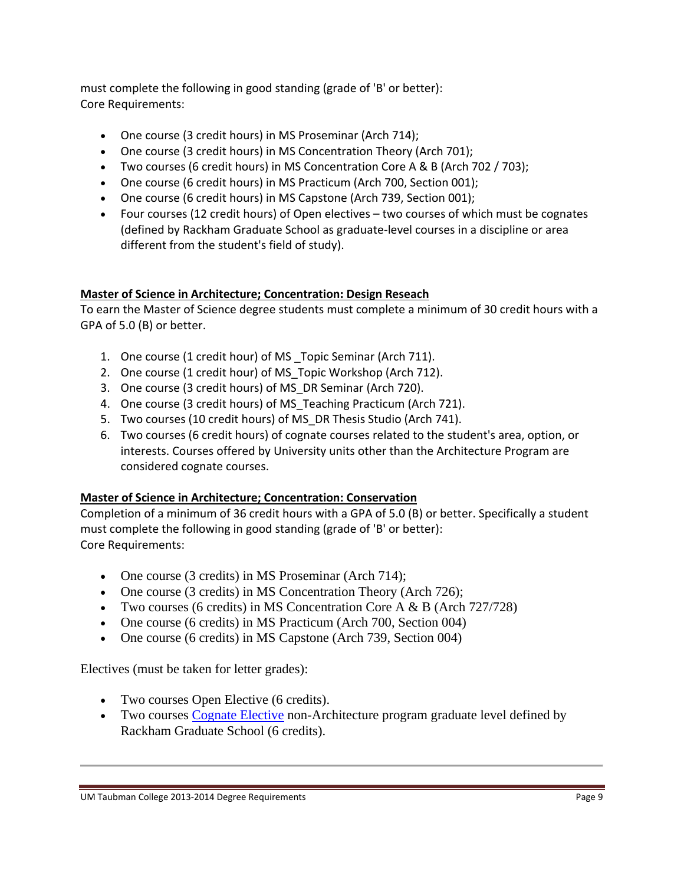must complete the following in good standing (grade of 'B' or better):
Core Requirements:

- One course (3 credit hours) in MS Proseminar (Arch 714);
- One course (3 credit hours) in MS Concentration Theory (Arch 701);
- Two courses (6 credit hours) in MS Concentration Core A & B (Arch 702 / 703);
- One course (6 credit hours) in MS Practicum (Arch 700, Section 001);
- One course (6 credit hours) in MS Capstone (Arch 739, Section 001);
- Four courses (12 credit hours) of Open electives – two courses of which must be cognates (defined by Rackham Graduate School as graduate-level courses in a discipline or area different from the student's field of study).

**Master of Science in Architecture; Concentration: Design Reseach**

To earn the Master of Science degree students must complete a minimum of 30 credit hours with a GPA of 5.0 (B) or better.

1. One course (1 credit hour) of MS _Topic Seminar (Arch 711).
2. One course (1 credit hour) of MS_Topic Workshop (Arch 712).
3. One course (3 credit hours) of MS_DR Seminar (Arch 720).
4. One course (3 credit hours) of MS_Teaching Practicum (Arch 721).
5. Two courses (10 credit hours) of MS_DR Thesis Studio (Arch 741).
6. Two courses (6 credit hours) of cognate courses related to the student's area, option, or interests. Courses offered by University units other than the Architecture Program are considered cognate courses.

**Master of Science in Architecture; Concentration: Conservation**

Completion of a minimum of 36 credit hours with a GPA of 5.0 (B) or better. Specifically a student must complete the following in good standing (grade of 'B' or better):
Core Requirements:

- One course (3 credits) in MS Proseminar (Arch 714);
- One course (3 credits) in MS Concentration Theory (Arch 726);
- Two courses (6 credits) in MS Concentration Core A & B (Arch 727/728)
- One course (6 credits) in MS Practicum (Arch 700, Section 004)
- One course (6 credits) in MS Capstone (Arch 739, Section 004)

Electives (must be taken for letter grades):

- Two courses Open Elective (6 credits).
- Two courses Cognate Elective non-Architecture program graduate level defined by Rackham Graduate School (6 credits).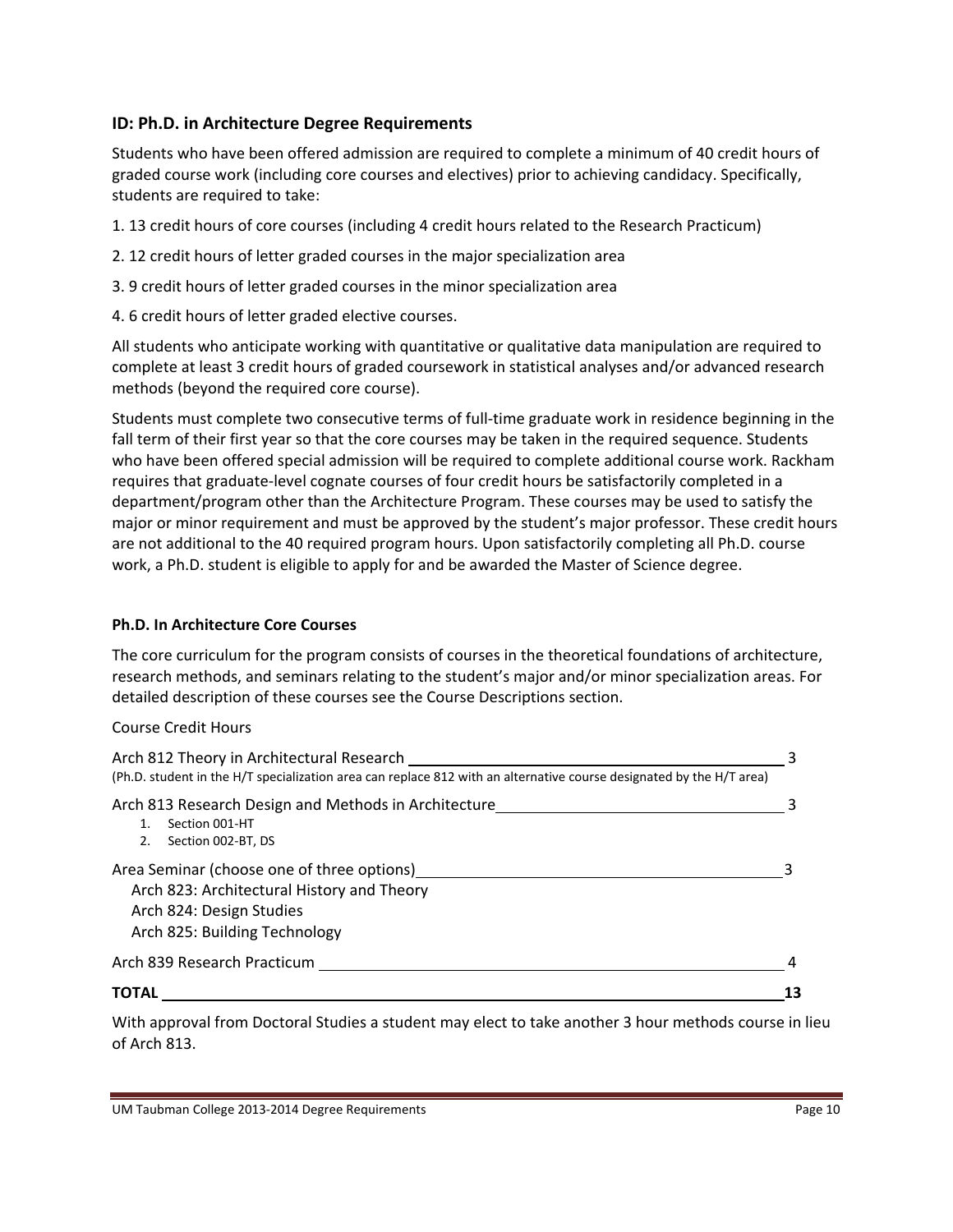### ID: Ph.D. in Architecture Degree Requirements

Students who have been offered admission are required to complete a minimum of 40 credit hours of graded course work (including core courses and electives) prior to achieving candidacy. Specifically, students are required to take:

1. 13 credit hours of core courses (including 4 credit hours related to the Research Practicum)
2. 12 credit hours of letter graded courses in the major specialization area
3. 9 credit hours of letter graded courses in the minor specialization area
4. 6 credit hours of letter graded elective courses.

All students who anticipate working with quantitative or qualitative data manipulation are required to complete at least 3 credit hours of graded coursework in statistical analyses and/or advanced research methods (beyond the required core course).

Students must complete two consecutive terms of full-time graduate work in residence beginning in the fall term of their first year so that the core courses may be taken in the required sequence. Students who have been offered special admission will be required to complete additional course work. Rackham requires that graduate-level cognate courses of four credit hours be satisfactorily completed in a department/program other than the Architecture Program. These courses may be used to satisfy the major or minor requirement and must be approved by the student's major professor. These credit hours are not additional to the 40 required program hours. Upon satisfactorily completing all Ph.D. course work, a Ph.D. student is eligible to apply for and be awarded the Master of Science degree.

#### Ph.D. In Architecture Core Courses

The core curriculum for the program consists of courses in the theoretical foundations of architecture, research methods, and seminars relating to the student's major and/or minor specialization areas. For detailed description of these courses see the Course Descriptions section.

| Course | Credit Hours |
|---|---|
| Arch 812 Theory in Architectural Research<br>(Ph.D. student in the H/T specialization area can replace 812 with an alternative course designated by the H/T area) | 3 |
| Arch 813 Research Design and Methods in Architecture<br>1. Section 001-HT<br>2. Section 002-BT, DS | 3 |
| Area Seminar (choose one of three options)<br>Arch 823: Architectural History and Theory<br>Arch 824: Design Studies<br>Arch 825: Building Technology | 3 |
| Arch 839 Research Practicum | 4 |
| **TOTAL** | **13** |

With approval from Doctoral Studies a student may elect to take another 3 hour methods course in lieu of Arch 813.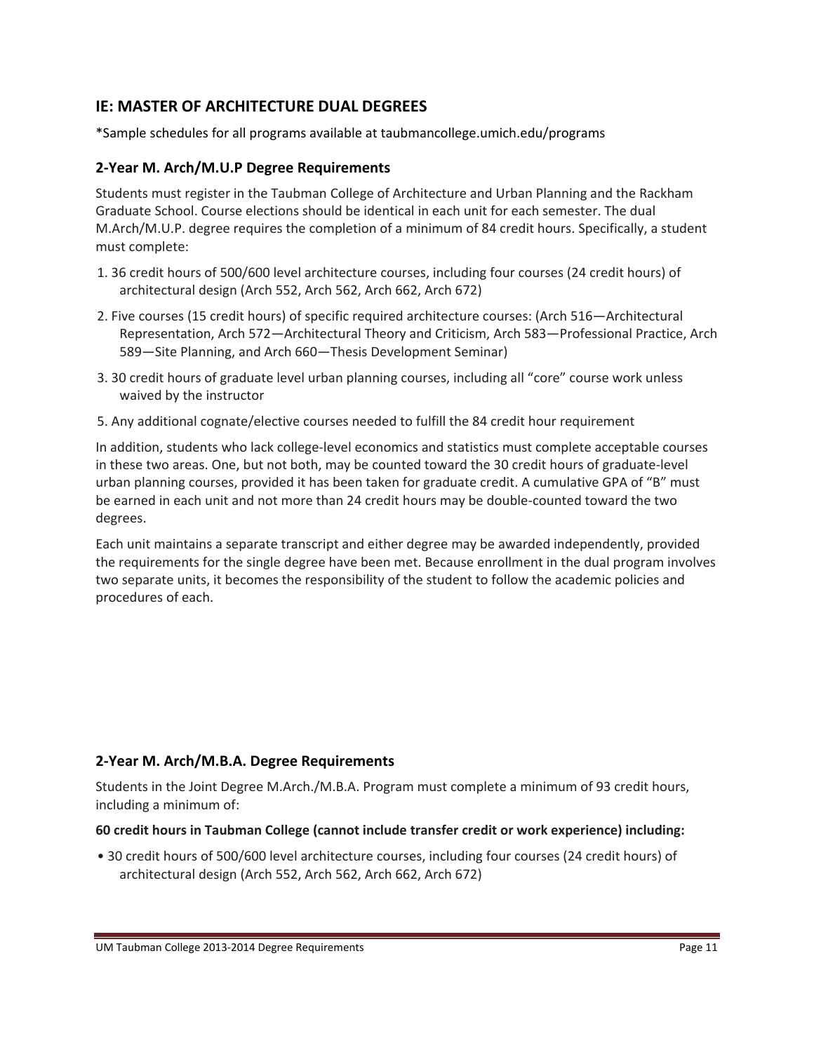## IE: MASTER OF ARCHITECTURE DUAL DEGREES

*Sample schedules for all programs available at taubmancollege.umich.edu/programs

### 2-Year M. Arch/M.U.P Degree Requirements

Students must register in the Taubman College of Architecture and Urban Planning and the Rackham Graduate School. Course elections should be identical in each unit for each semester. The dual M.Arch/M.U.P. degree requires the completion of a minimum of 84 credit hours. Specifically, a student must complete:

1. 36 credit hours of 500/600 level architecture courses, including four courses (24 credit hours) of architectural design (Arch 552, Arch 562, Arch 662, Arch 672)
2. Five courses (15 credit hours) of specific required architecture courses: (Arch 516—Architectural Representation, Arch 572—Architectural Theory and Criticism, Arch 583—Professional Practice, Arch 589—Site Planning, and Arch 660—Thesis Development Seminar)
3. 30 credit hours of graduate level urban planning courses, including all "core" course work unless waived by the instructor
5. Any additional cognate/elective courses needed to fulfill the 84 credit hour requirement

In addition, students who lack college-level economics and statistics must complete acceptable courses in these two areas. One, but not both, may be counted toward the 30 credit hours of graduate-level urban planning courses, provided it has been taken for graduate credit. A cumulative GPA of "B" must be earned in each unit and not more than 24 credit hours may be double-counted toward the two degrees.

Each unit maintains a separate transcript and either degree may be awarded independently, provided the requirements for the single degree have been met. Because enrollment in the dual program involves two separate units, it becomes the responsibility of the student to follow the academic policies and procedures of each.

### 2-Year M. Arch/M.B.A. Degree Requirements

Students in the Joint Degree M.Arch./M.B.A. Program must complete a minimum of 93 credit hours, including a minimum of:

**60 credit hours in Taubman College (cannot include transfer credit or work experience) including:**

- 30 credit hours of 500/600 level architecture courses, including four courses (24 credit hours) of architectural design (Arch 552, Arch 562, Arch 662, Arch 672)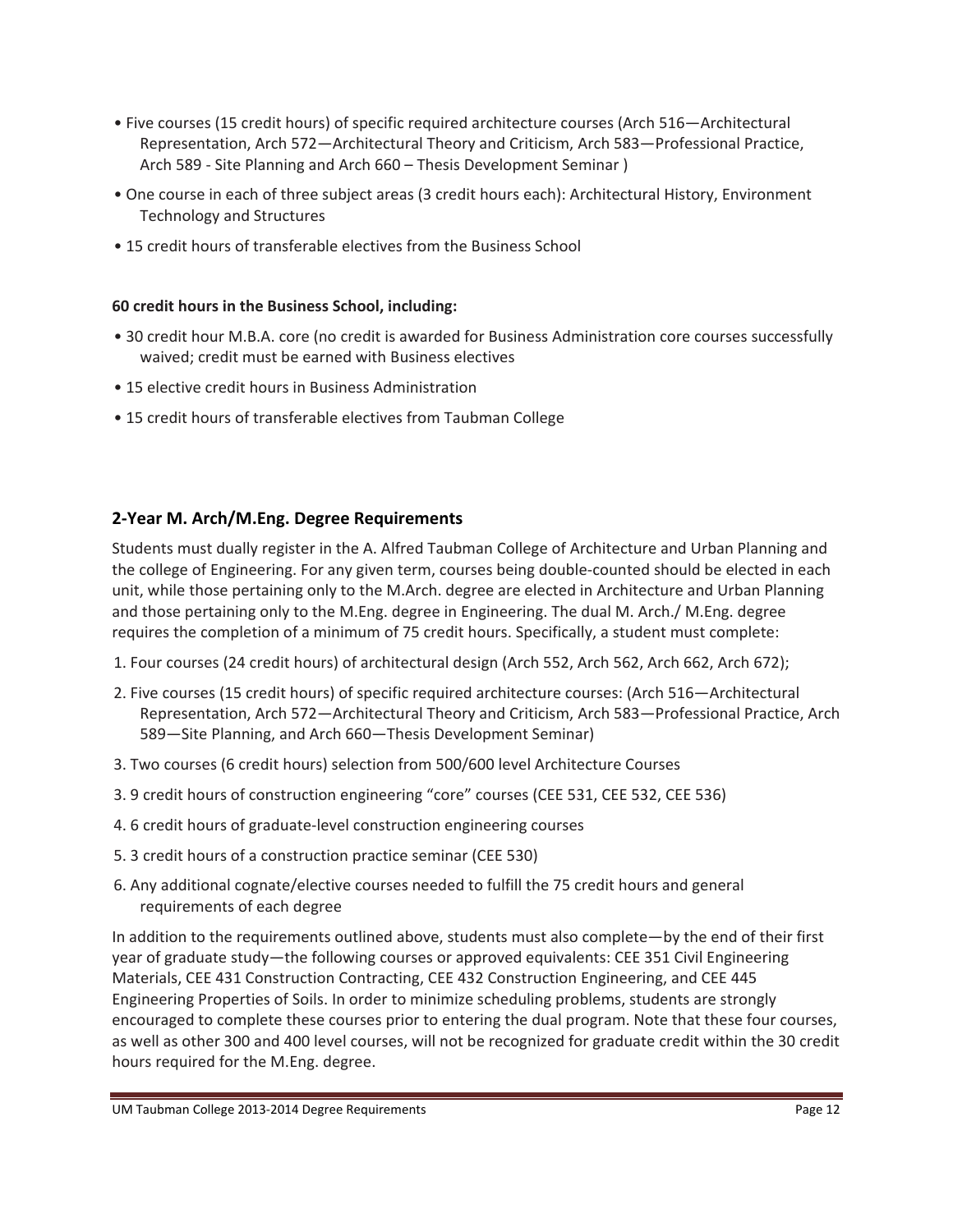- Five courses (15 credit hours) of specific required architecture courses (Arch 516—Architectural Representation, Arch 572—Architectural Theory and Criticism, Arch 583—Professional Practice, Arch 589 - Site Planning and Arch 660 – Thesis Development Seminar )
- One course in each of three subject areas (3 credit hours each): Architectural History, Environment Technology and Structures
- 15 credit hours of transferable electives from the Business School

**60 credit hours in the Business School, including:**

- 30 credit hour M.B.A. core (no credit is awarded for Business Administration core courses successfully waived; credit must be earned with Business electives
- 15 elective credit hours in Business Administration
- 15 credit hours of transferable electives from Taubman College

## 2-Year M. Arch/M.Eng. Degree Requirements

Students must dually register in the A. Alfred Taubman College of Architecture and Urban Planning and the college of Engineering. For any given term, courses being double-counted should be elected in each unit, while those pertaining only to the M.Arch. degree are elected in Architecture and Urban Planning and those pertaining only to the M.Eng. degree in Engineering. The dual M. Arch./ M.Eng. degree requires the completion of a minimum of 75 credit hours. Specifically, a student must complete:

1. Four courses (24 credit hours) of architectural design (Arch 552, Arch 562, Arch 662, Arch 672);
2. Five courses (15 credit hours) of specific required architecture courses: (Arch 516—Architectural Representation, Arch 572—Architectural Theory and Criticism, Arch 583—Professional Practice, Arch 589—Site Planning, and Arch 660—Thesis Development Seminar)
3. Two courses (6 credit hours) selection from 500/600 level Architecture Courses
3. 9 credit hours of construction engineering "core" courses (CEE 531, CEE 532, CEE 536)
4. 6 credit hours of graduate-level construction engineering courses
5. 3 credit hours of a construction practice seminar (CEE 530)
6. Any additional cognate/elective courses needed to fulfill the 75 credit hours and general requirements of each degree

In addition to the requirements outlined above, students must also complete—by the end of their first year of graduate study—the following courses or approved equivalents: CEE 351 Civil Engineering Materials, CEE 431 Construction Contracting, CEE 432 Construction Engineering, and CEE 445 Engineering Properties of Soils. In order to minimize scheduling problems, students are strongly encouraged to complete these courses prior to entering the dual program. Note that these four courses, as well as other 300 and 400 level courses, will not be recognized for graduate credit within the 30 credit hours required for the M.Eng. degree.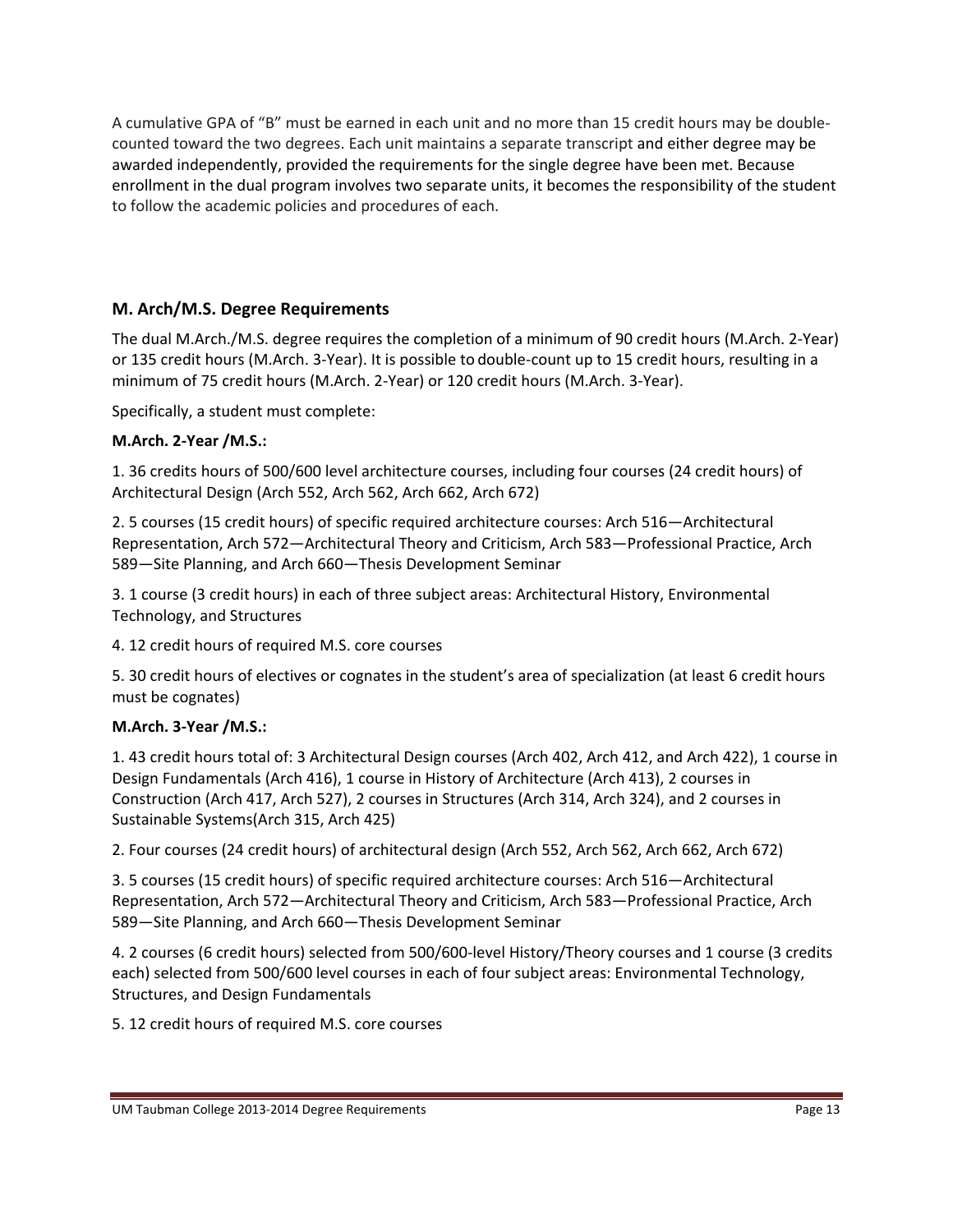A cumulative GPA of "B" must be earned in each unit and no more than 15 credit hours may be double-counted toward the two degrees. Each unit maintains a separate transcript and either degree may be awarded independently, provided the requirements for the single degree have been met. Because enrollment in the dual program involves two separate units, it becomes the responsibility of the student to follow the academic policies and procedures of each.

### M. Arch/M.S. Degree Requirements

The dual M.Arch./M.S. degree requires the completion of a minimum of 90 credit hours (M.Arch. 2-Year) or 135 credit hours (M.Arch. 3-Year). It is possible to double-count up to 15 credit hours, resulting in a minimum of 75 credit hours (M.Arch. 2-Year) or 120 credit hours (M.Arch. 3-Year).

Specifically, a student must complete:

**M.Arch. 2-Year /M.S.:**

1. 36 credits hours of 500/600 level architecture courses, including four courses (24 credit hours) of Architectural Design (Arch 552, Arch 562, Arch 662, Arch 672)

2. 5 courses (15 credit hours) of specific required architecture courses: Arch 516—Architectural Representation, Arch 572—Architectural Theory and Criticism, Arch 583—Professional Practice, Arch 589—Site Planning, and Arch 660—Thesis Development Seminar

3. 1 course (3 credit hours) in each of three subject areas: Architectural History, Environmental Technology, and Structures

4. 12 credit hours of required M.S. core courses

5. 30 credit hours of electives or cognates in the student's area of specialization (at least 6 credit hours must be cognates)

**M.Arch. 3-Year /M.S.:**

1. 43 credit hours total of: 3 Architectural Design courses (Arch 402, Arch 412, and Arch 422), 1 course in Design Fundamentals (Arch 416), 1 course in History of Architecture (Arch 413), 2 courses in Construction (Arch 417, Arch 527), 2 courses in Structures (Arch 314, Arch 324), and 2 courses in Sustainable Systems(Arch 315, Arch 425)

2. Four courses (24 credit hours) of architectural design (Arch 552, Arch 562, Arch 662, Arch 672)

3. 5 courses (15 credit hours) of specific required architecture courses: Arch 516—Architectural Representation, Arch 572—Architectural Theory and Criticism, Arch 583—Professional Practice, Arch 589—Site Planning, and Arch 660—Thesis Development Seminar

4. 2 courses (6 credit hours) selected from 500/600-level History/Theory courses and 1 course (3 credits each) selected from 500/600 level courses in each of four subject areas: Environmental Technology, Structures, and Design Fundamentals

5. 12 credit hours of required M.S. core courses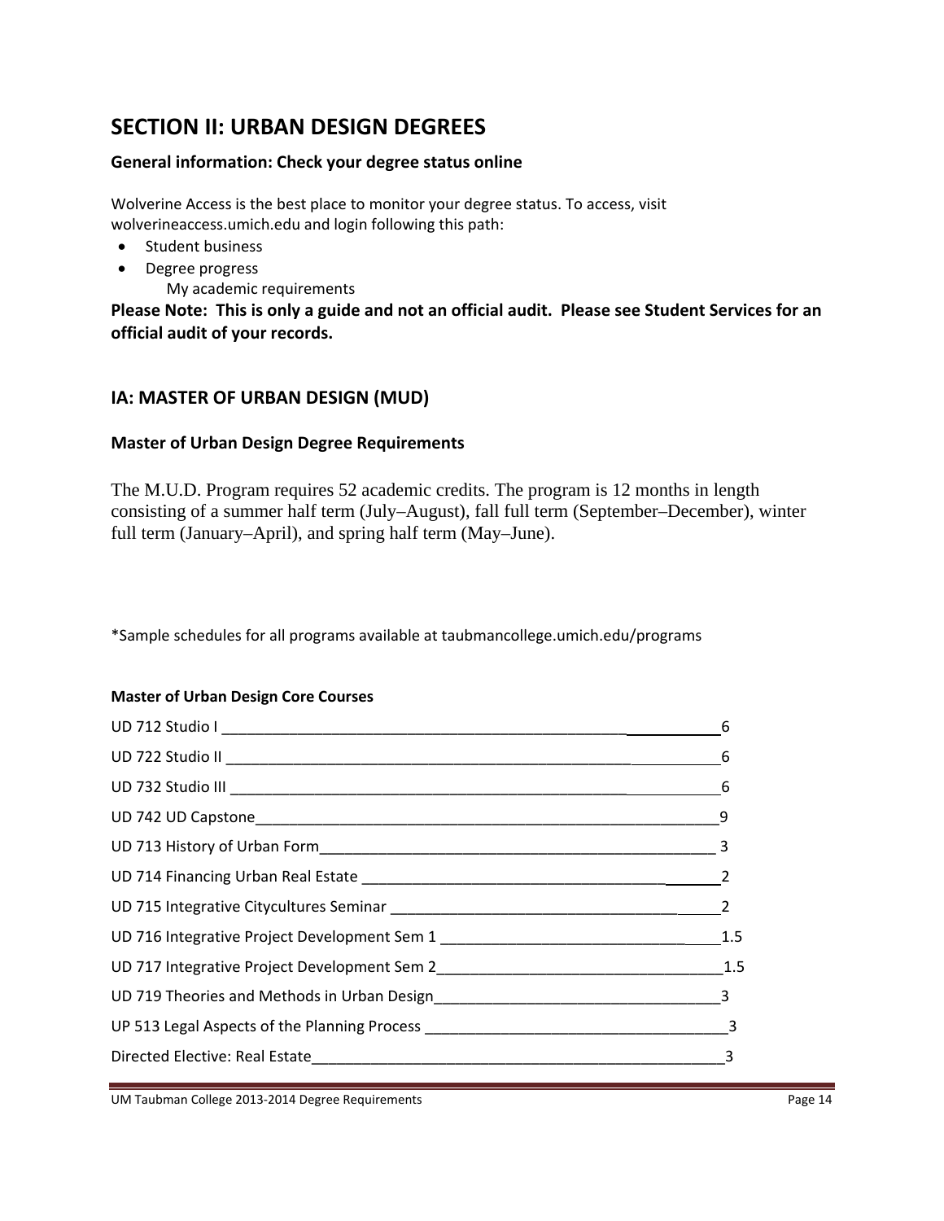# SECTION II: URBAN DESIGN DEGREES

### General information: Check your degree status online

Wolverine Access is the best place to monitor your degree status. To access, visit wolverineaccess.umich.edu and login following this path:

- Student business
- Degree progress
  - My academic requirements

**Please Note: This is only a guide and not an official audit. Please see Student Services for an official audit of your records.**

## IA: MASTER OF URBAN DESIGN (MUD)

### Master of Urban Design Degree Requirements

The M.U.D. Program requires 52 academic credits. The program is 12 months in length consisting of a summer half term (July–August), fall full term (September–December), winter full term (January–April), and spring half term (May–June).

*Sample schedules for all programs available at taubmancollege.umich.edu/programs

**Master of Urban Design Core Courses**

| | |
|---|---|
| UD 712 Studio I | 6 |
| UD 722 Studio II | 6 |
| UD 732 Studio III | 6 |
| UD 742 UD Capstone | 9 |
| UD 713 History of Urban Form | 3 |
| UD 714 Financing Urban Real Estate | 2 |
| UD 715 Integrative Citycultures Seminar | 2 |
| UD 716 Integrative Project Development Sem 1 | 1.5 |
| UD 717 Integrative Project Development Sem 2 | 1.5 |
| UD 719 Theories and Methods in Urban Design | 3 |
| UP 513 Legal Aspects of the Planning Process | 3 |
| Directed Elective: Real Estate | 3 |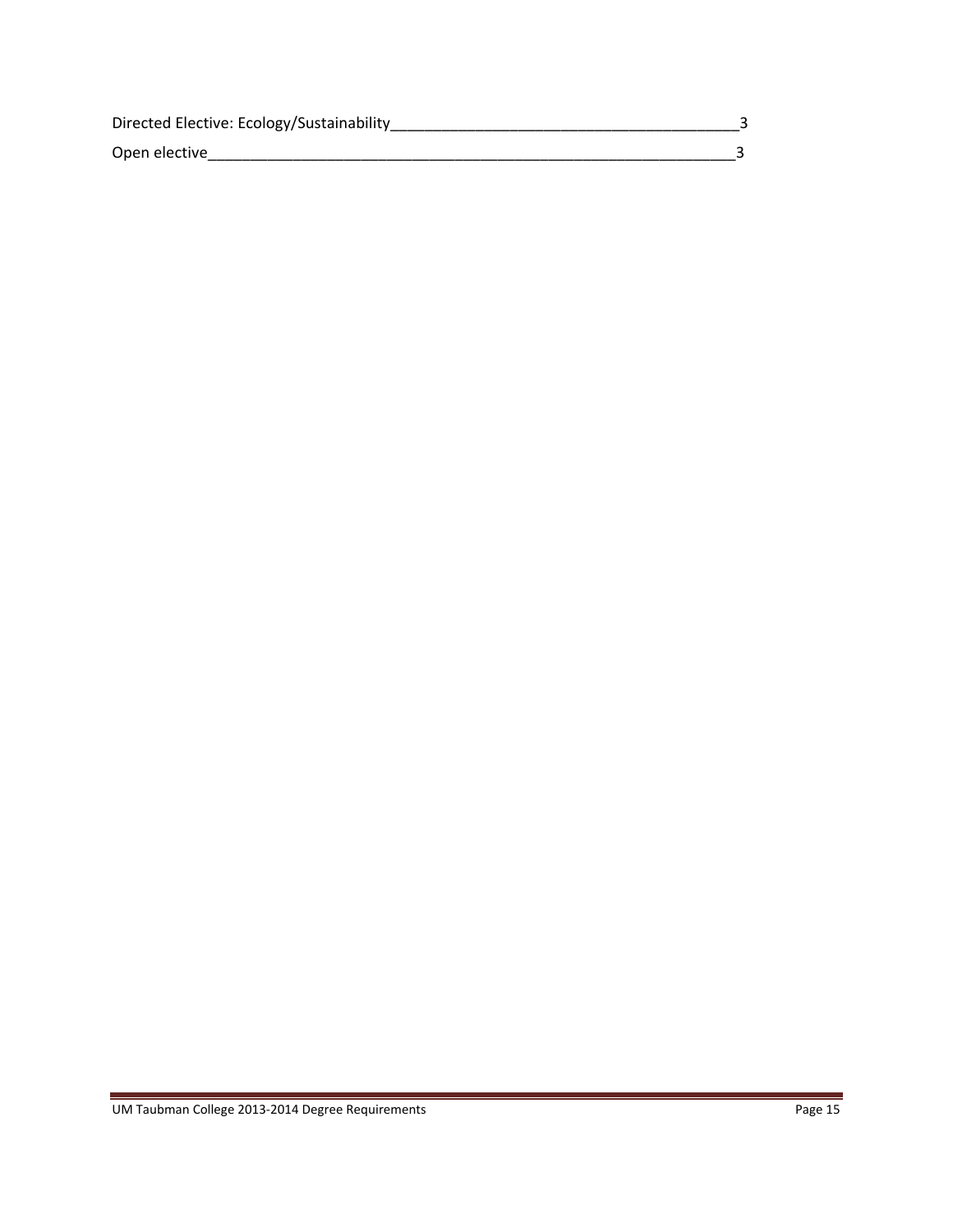Directed Elective: Ecology/Sustainability__________________________________________3

Open elective_________________________________________________________________3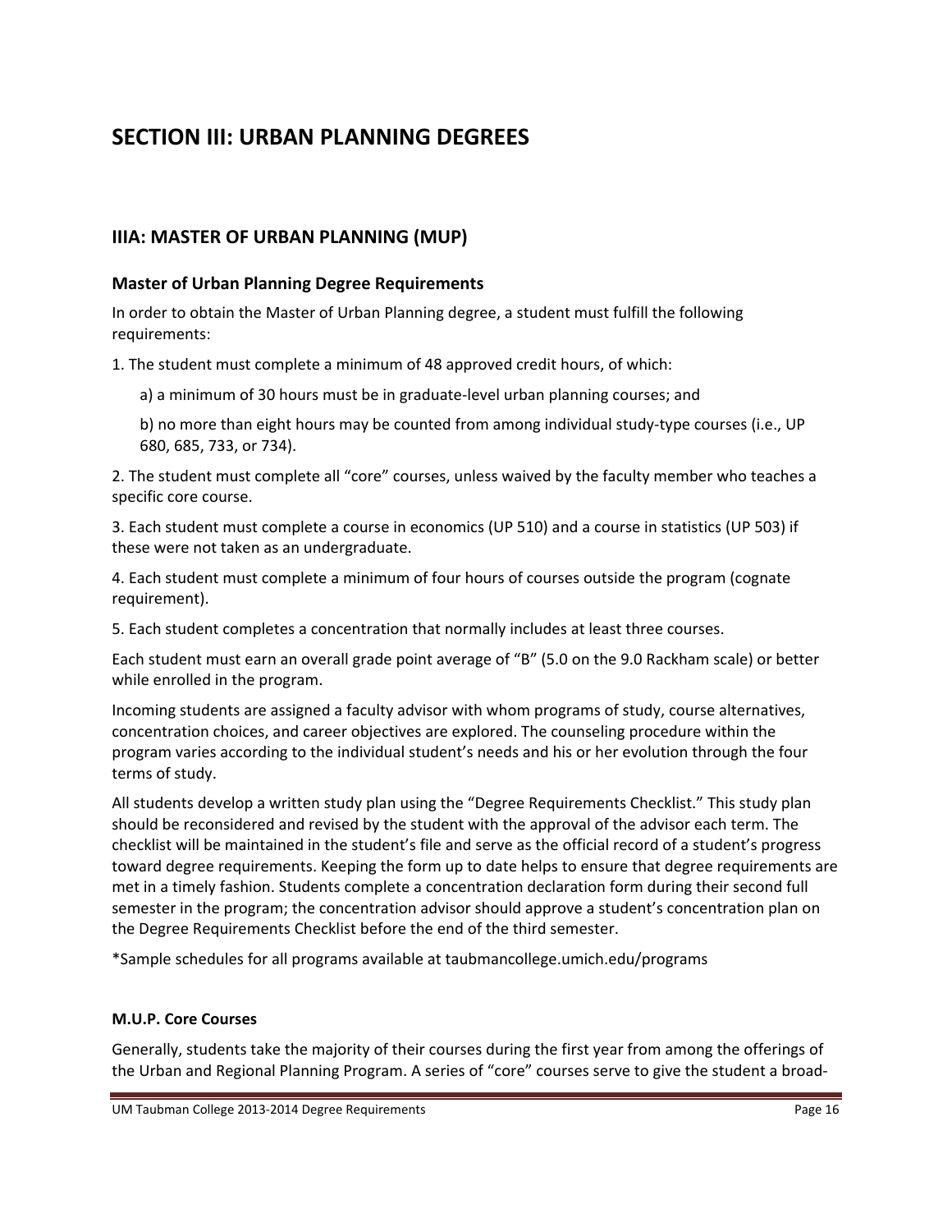# SECTION III: URBAN PLANNING DEGREES

## IIIA: MASTER OF URBAN PLANNING (MUP)

### Master of Urban Planning Degree Requirements

In order to obtain the Master of Urban Planning degree, a student must fulfill the following requirements:

1. The student must complete a minimum of 48 approved credit hours, of which:

   a) a minimum of 30 hours must be in graduate-level urban planning courses; and

   b) no more than eight hours may be counted from among individual study-type courses (i.e., UP 680, 685, 733, or 734).

2. The student must complete all "core" courses, unless waived by the faculty member who teaches a specific core course.

3. Each student must complete a course in economics (UP 510) and a course in statistics (UP 503) if these were not taken as an undergraduate.

4. Each student must complete a minimum of four hours of courses outside the program (cognate requirement).

5. Each student completes a concentration that normally includes at least three courses.

Each student must earn an overall grade point average of "B" (5.0 on the 9.0 Rackham scale) or better while enrolled in the program.

Incoming students are assigned a faculty advisor with whom programs of study, course alternatives, concentration choices, and career objectives are explored. The counseling procedure within the program varies according to the individual student's needs and his or her evolution through the four terms of study.

All students develop a written study plan using the "Degree Requirements Checklist." This study plan should be reconsidered and revised by the student with the approval of the advisor each term. The checklist will be maintained in the student's file and serve as the official record of a student's progress toward degree requirements. Keeping the form up to date helps to ensure that degree requirements are met in a timely fashion. Students complete a concentration declaration form during their second full semester in the program; the concentration advisor should approve a student's concentration plan on the Degree Requirements Checklist before the end of the third semester.

*Sample schedules for all programs available at taubmancollege.umich.edu/programs

#### M.U.P. Core Courses

Generally, students take the majority of their courses during the first year from among the offerings of the Urban and Regional Planning Program. A series of "core" courses serve to give the student a broad-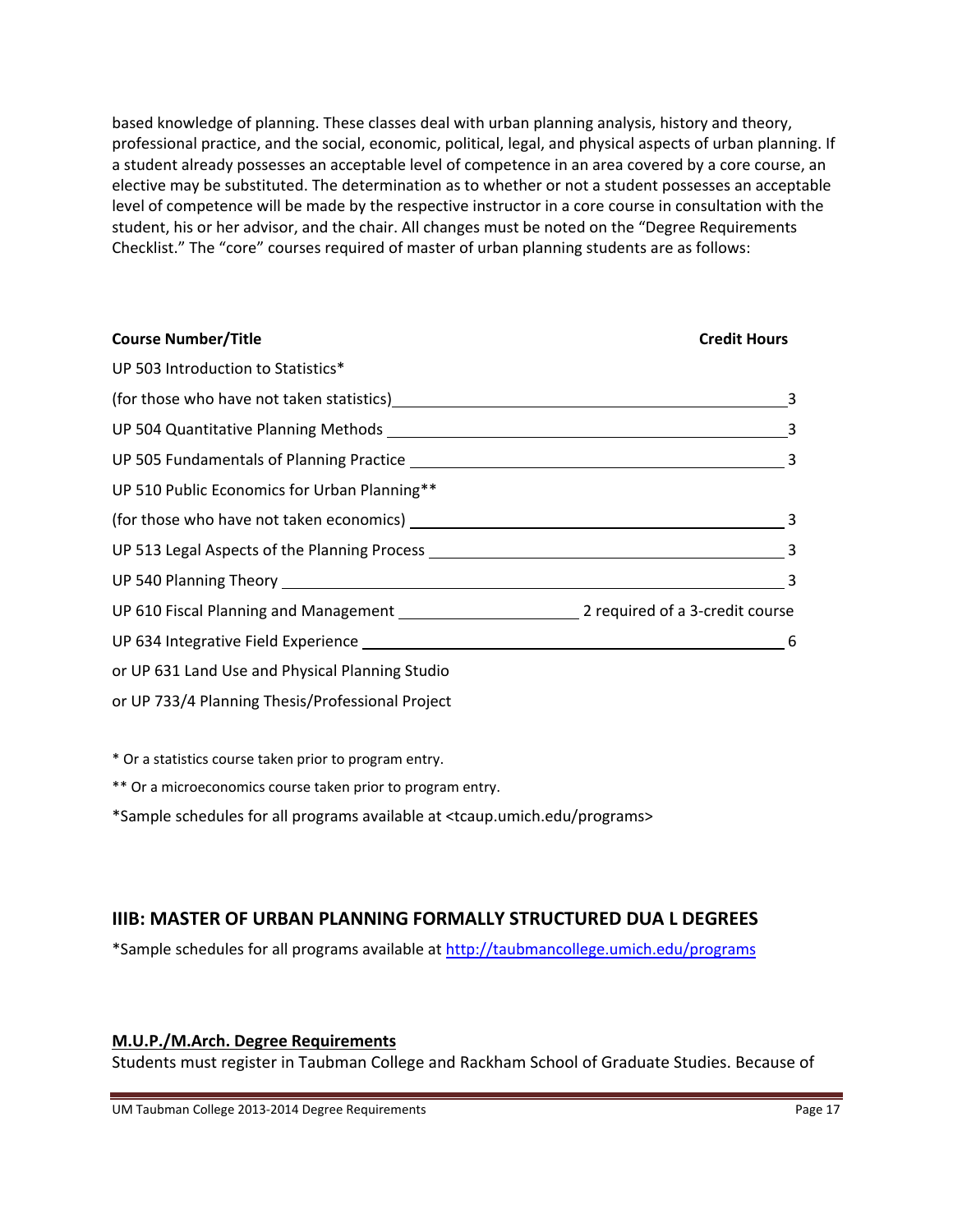based knowledge of planning. These classes deal with urban planning analysis, history and theory, professional practice, and the social, economic, political, legal, and physical aspects of urban planning. If a student already possesses an acceptable level of competence in an area covered by a core course, an elective may be substituted. The determination as to whether or not a student possesses an acceptable level of competence will be made by the respective instructor in a core course in consultation with the student, his or her advisor, and the chair. All changes must be noted on the "Degree Requirements Checklist." The "core" courses required of master of urban planning students are as follows:

| Course Number/Title | Credit Hours |
|---|---|
| UP 503 Introduction to Statistics* (for those who have not taken statistics) | 3 |
| UP 504 Quantitative Planning Methods | 3 |
| UP 505 Fundamentals of Planning Practice | 3 |
| UP 510 Public Economics for Urban Planning** (for those who have not taken economics) | 3 |
| UP 513 Legal Aspects of the Planning Process | 3 |
| UP 540 Planning Theory | 3 |
| UP 610 Fiscal Planning and Management | 2 required of a 3-credit course |
| UP 634 Integrative Field Experience or UP 631 Land Use and Physical Planning Studio or UP 733/4 Planning Thesis/Professional Project | 6 |

\* Or a statistics course taken prior to program entry.

\*\* Or a microeconomics course taken prior to program entry.

*Sample schedules for all programs available at <tcaup.umich.edu/programs>

## IIIB: MASTER OF URBAN PLANNING FORMALLY STRUCTURED DUA L DEGREES

*Sample schedules for all programs available at http://taubmancollege.umich.edu/programs

### M.U.P./M.Arch. Degree Requirements

Students must register in Taubman College and Rackham School of Graduate Studies. Because of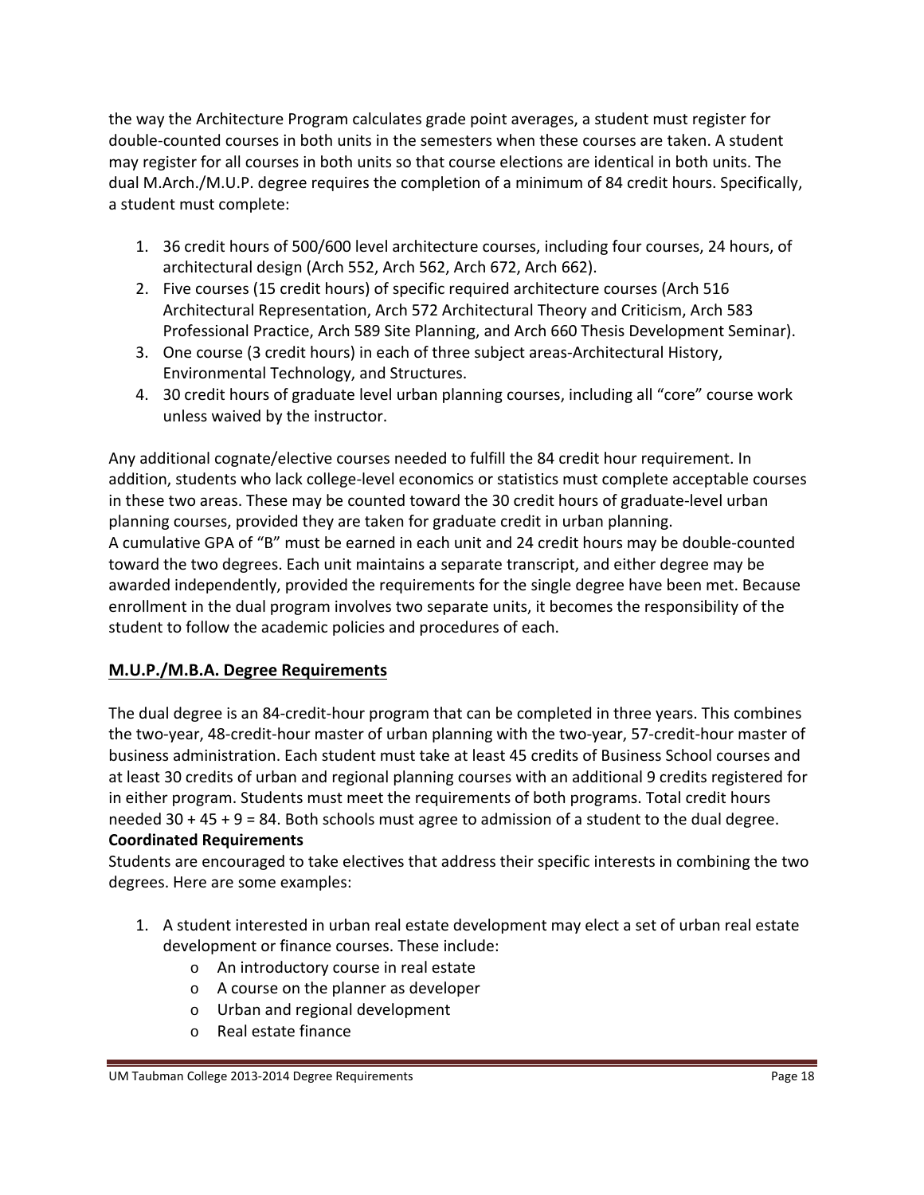the way the Architecture Program calculates grade point averages, a student must register for double-counted courses in both units in the semesters when these courses are taken. A student may register for all courses in both units so that course elections are identical in both units. The dual M.Arch./M.U.P. degree requires the completion of a minimum of 84 credit hours. Specifically, a student must complete:

1. 36 credit hours of 500/600 level architecture courses, including four courses, 24 hours, of architectural design (Arch 552, Arch 562, Arch 672, Arch 662).
2. Five courses (15 credit hours) of specific required architecture courses (Arch 516 Architectural Representation, Arch 572 Architectural Theory and Criticism, Arch 583 Professional Practice, Arch 589 Site Planning, and Arch 660 Thesis Development Seminar).
3. One course (3 credit hours) in each of three subject areas-Architectural History, Environmental Technology, and Structures.
4. 30 credit hours of graduate level urban planning courses, including all "core" course work unless waived by the instructor.

Any additional cognate/elective courses needed to fulfill the 84 credit hour requirement. In addition, students who lack college-level economics or statistics must complete acceptable courses in these two areas. These may be counted toward the 30 credit hours of graduate-level urban planning courses, provided they are taken for graduate credit in urban planning.
A cumulative GPA of "B" must be earned in each unit and 24 credit hours may be double-counted toward the two degrees. Each unit maintains a separate transcript, and either degree may be awarded independently, provided the requirements for the single degree have been met. Because enrollment in the dual program involves two separate units, it becomes the responsibility of the student to follow the academic policies and procedures of each.

## M.U.P./M.B.A. Degree Requirements

The dual degree is an 84-credit-hour program that can be completed in three years. This combines the two-year, 48-credit-hour master of urban planning with the two-year, 57-credit-hour master of business administration. Each student must take at least 45 credits of Business School courses and at least 30 credits of urban and regional planning courses with an additional 9 credits registered for in either program. Students must meet the requirements of both programs. Total credit hours needed 30 + 45 + 9 = 84. Both schools must agree to admission of a student to the dual degree.

**Coordinated Requirements**

Students are encouraged to take electives that address their specific interests in combining the two degrees. Here are some examples:

1. A student interested in urban real estate development may elect a set of urban real estate development or finance courses. These include:
   - An introductory course in real estate
   - A course on the planner as developer
   - Urban and regional development
   - Real estate finance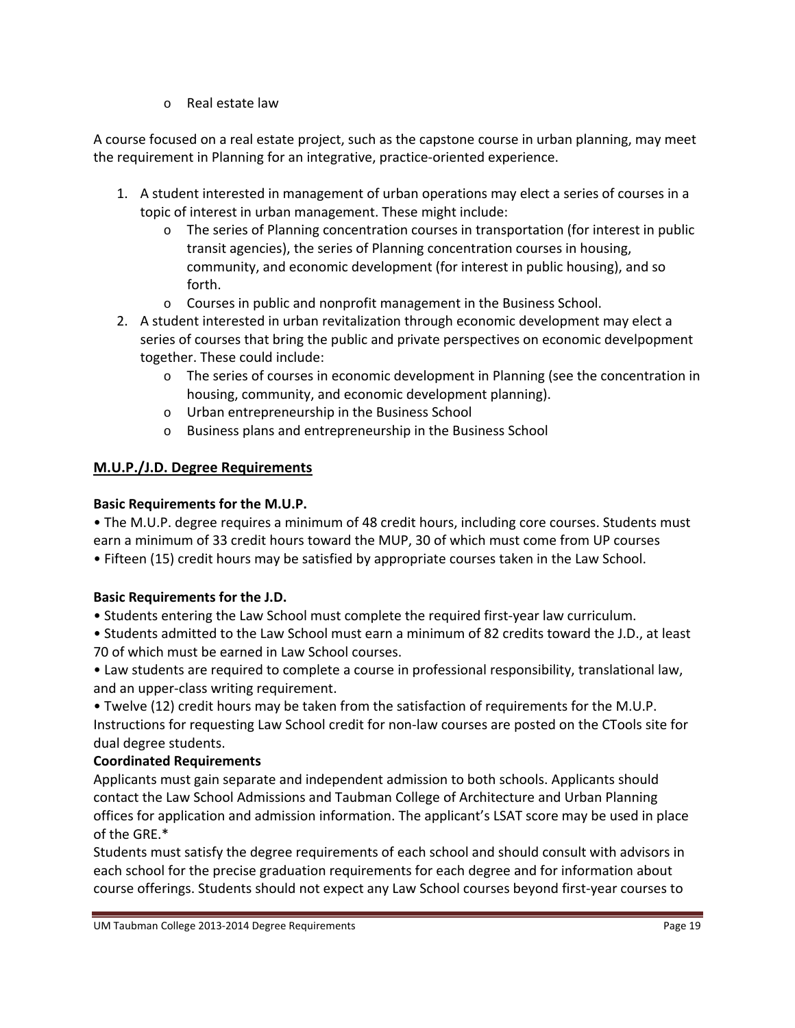- Real estate law

A course focused on a real estate project, such as the capstone course in urban planning, may meet the requirement in Planning for an integrative, practice-oriented experience.

1. A student interested in management of urban operations may elect a series of courses in a topic of interest in urban management. These might include:
   - The series of Planning concentration courses in transportation (for interest in public transit agencies), the series of Planning concentration courses in housing, community, and economic development (for interest in public housing), and so forth.
   - Courses in public and nonprofit management in the Business School.
2. A student interested in urban revitalization through economic development may elect a series of courses that bring the public and private perspectives on economic develpopment together. These could include:
   - The series of courses in economic development in Planning (see the concentration in housing, community, and economic development planning).
   - Urban entrepreneurship in the Business School
   - Business plans and entrepreneurship in the Business School

## M.U.P./J.D. Degree Requirements

**Basic Requirements for the M.U.P.**

• The M.U.P. degree requires a minimum of 48 credit hours, including core courses. Students must earn a minimum of 33 credit hours toward the MUP, 30 of which must come from UP courses

• Fifteen (15) credit hours may be satisfied by appropriate courses taken in the Law School.

**Basic Requirements for the J.D.**

• Students entering the Law School must complete the required first-year law curriculum.

• Students admitted to the Law School must earn a minimum of 82 credits toward the J.D., at least 70 of which must be earned in Law School courses.

• Law students are required to complete a course in professional responsibility, translational law, and an upper-class writing requirement.

• Twelve (12) credit hours may be taken from the satisfaction of requirements for the M.U.P. Instructions for requesting Law School credit for non-law courses are posted on the CTools site for dual degree students.

**Coordinated Requirements**

Applicants must gain separate and independent admission to both schools. Applicants should contact the Law School Admissions and Taubman College of Architecture and Urban Planning offices for application and admission information. The applicant's LSAT score may be used in place of the GRE.*

Students must satisfy the degree requirements of each school and should consult with advisors in each school for the precise graduation requirements for each degree and for information about course offerings. Students should not expect any Law School courses beyond first-year courses to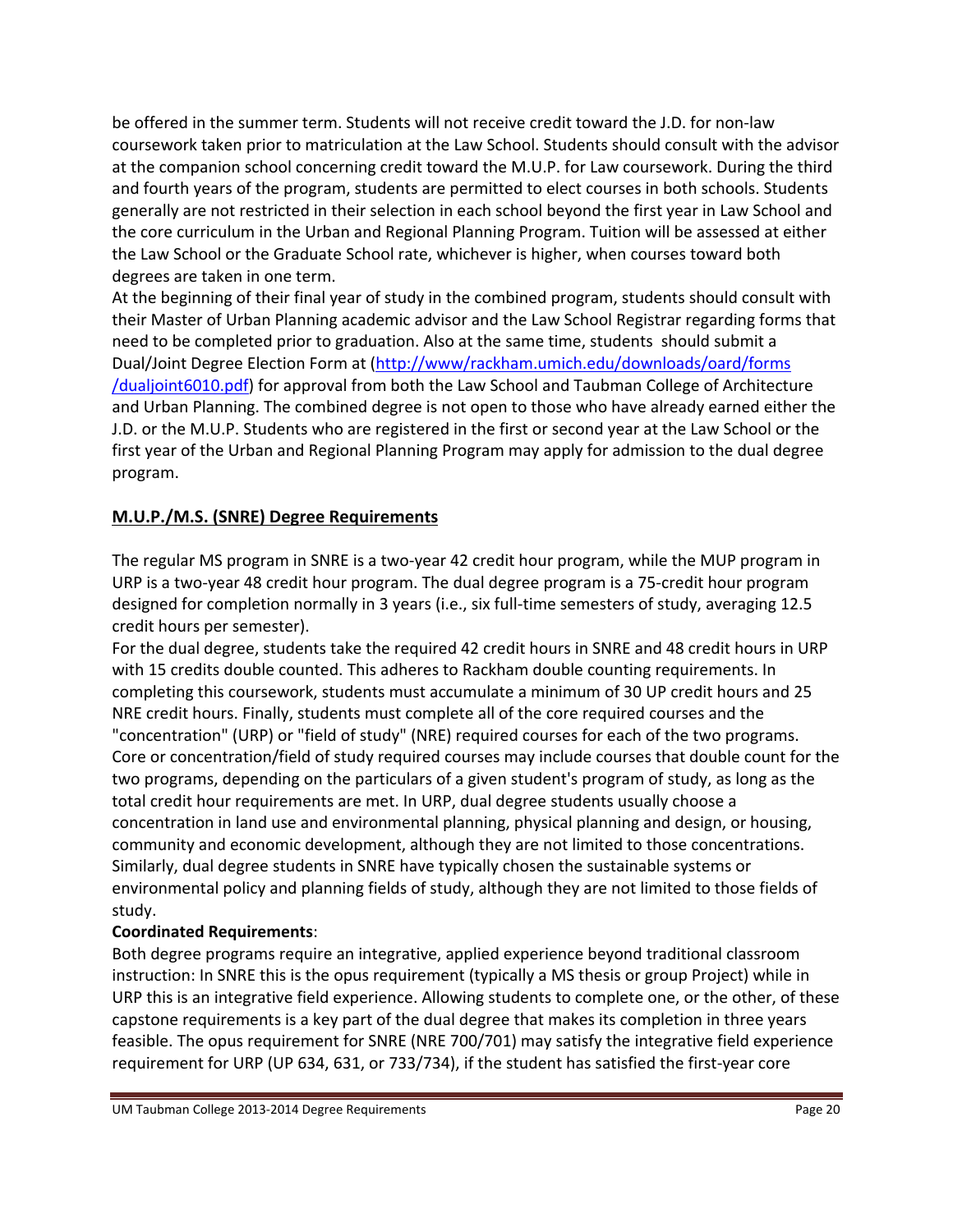be offered in the summer term. Students will not receive credit toward the J.D. for non-law coursework taken prior to matriculation at the Law School. Students should consult with the advisor at the companion school concerning credit toward the M.U.P. for Law coursework. During the third and fourth years of the program, students are permitted to elect courses in both schools. Students generally are not restricted in their selection in each school beyond the first year in Law School and the core curriculum in the Urban and Regional Planning Program. Tuition will be assessed at either the Law School or the Graduate School rate, whichever is higher, when courses toward both degrees are taken in one term.

At the beginning of their final year of study in the combined program, students should consult with their Master of Urban Planning academic advisor and the Law School Registrar regarding forms that need to be completed prior to graduation. Also at the same time, students should submit a Dual/Joint Degree Election Form at ([http://www/rackham.umich.edu/downloads/oard/forms/dualjoint6010.pdf](http://www/rackham.umich.edu/downloads/oard/forms/dualjoint6010.pdf)) for approval from both the Law School and Taubman College of Architecture and Urban Planning. The combined degree is not open to those who have already earned either the J.D. or the M.U.P. Students who are registered in the first or second year at the Law School or the first year of the Urban and Regional Planning Program may apply for admission to the dual degree program.

## M.U.P./M.S. (SNRE) Degree Requirements

The regular MS program in SNRE is a two-year 42 credit hour program, while the MUP program in URP is a two-year 48 credit hour program. The dual degree program is a 75-credit hour program designed for completion normally in 3 years (i.e., six full-time semesters of study, averaging 12.5 credit hours per semester).

For the dual degree, students take the required 42 credit hours in SNRE and 48 credit hours in URP with 15 credits double counted. This adheres to Rackham double counting requirements. In completing this coursework, students must accumulate a minimum of 30 UP credit hours and 25 NRE credit hours. Finally, students must complete all of the core required courses and the "concentration" (URP) or "field of study" (NRE) required courses for each of the two programs. Core or concentration/field of study required courses may include courses that double count for the two programs, depending on the particulars of a given student's program of study, as long as the total credit hour requirements are met. In URP, dual degree students usually choose a concentration in land use and environmental planning, physical planning and design, or housing, community and economic development, although they are not limited to those concentrations. Similarly, dual degree students in SNRE have typically chosen the sustainable systems or environmental policy and planning fields of study, although they are not limited to those fields of study.

**Coordinated Requirements**:

Both degree programs require an integrative, applied experience beyond traditional classroom instruction: In SNRE this is the opus requirement (typically a MS thesis or group Project) while in URP this is an integrative field experience. Allowing students to complete one, or the other, of these capstone requirements is a key part of the dual degree that makes its completion in three years feasible. The opus requirement for SNRE (NRE 700/701) may satisfy the integrative field experience requirement for URP (UP 634, 631, or 733/734), if the student has satisfied the first-year core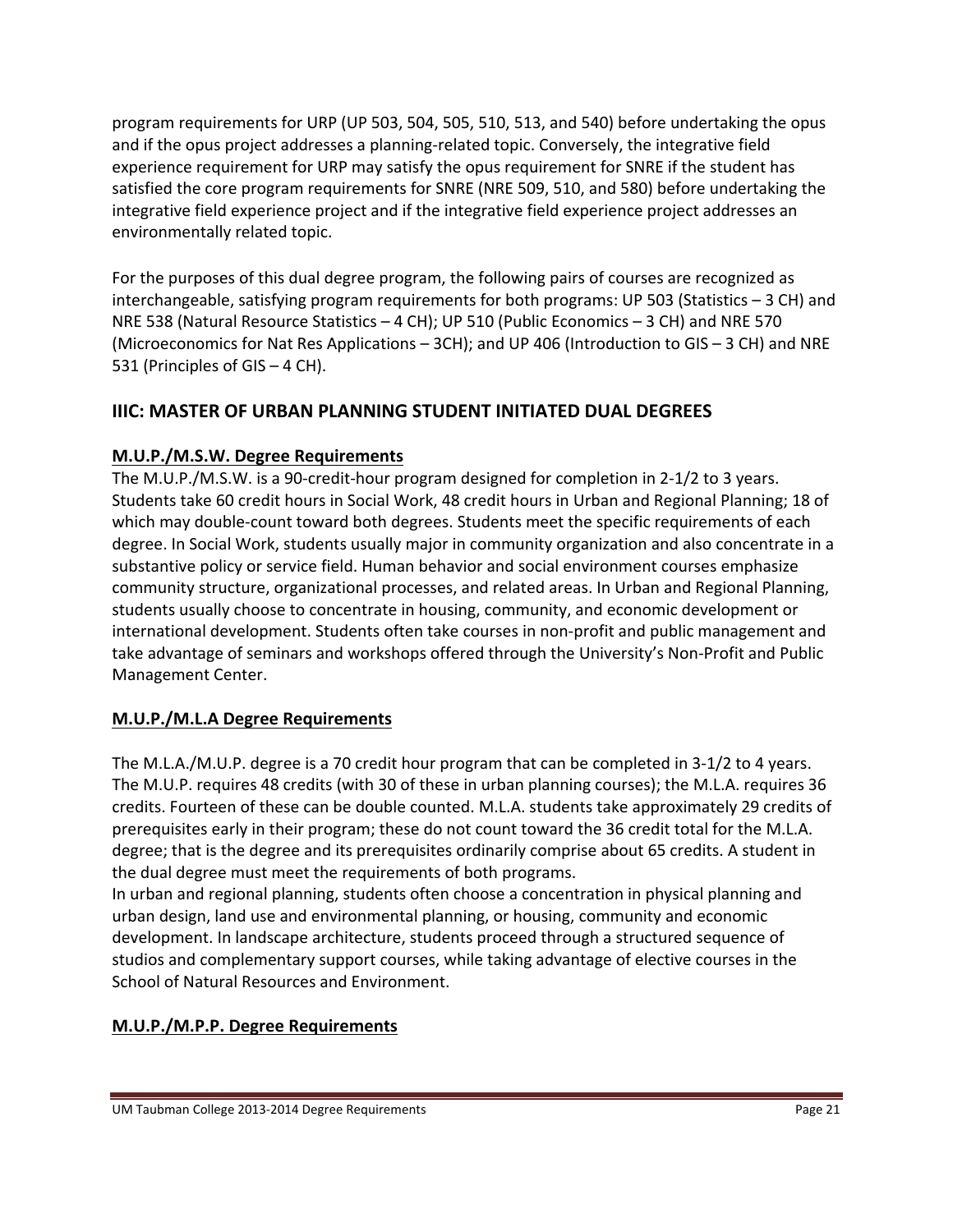program requirements for URP (UP 503, 504, 505, 510, 513, and 540) before undertaking the opus and if the opus project addresses a planning-related topic. Conversely, the integrative field experience requirement for URP may satisfy the opus requirement for SNRE if the student has satisfied the core program requirements for SNRE (NRE 509, 510, and 580) before undertaking the integrative field experience project and if the integrative field experience project addresses an environmentally related topic.

For the purposes of this dual degree program, the following pairs of courses are recognized as interchangeable, satisfying program requirements for both programs: UP 503 (Statistics – 3 CH) and NRE 538 (Natural Resource Statistics – 4 CH); UP 510 (Public Economics – 3 CH) and NRE 570 (Microeconomics for Nat Res Applications – 3CH); and UP 406 (Introduction to GIS – 3 CH) and NRE 531 (Principles of GIS – 4 CH).

## IIIC: MASTER OF URBAN PLANNING STUDENT INITIATED DUAL DEGREES

### M.U.P./M.S.W. Degree Requirements

The M.U.P./M.S.W. is a 90-credit-hour program designed for completion in 2-1/2 to 3 years. Students take 60 credit hours in Social Work, 48 credit hours in Urban and Regional Planning; 18 of which may double-count toward both degrees. Students meet the specific requirements of each degree. In Social Work, students usually major in community organization and also concentrate in a substantive policy or service field. Human behavior and social environment courses emphasize community structure, organizational processes, and related areas. In Urban and Regional Planning, students usually choose to concentrate in housing, community, and economic development or international development. Students often take courses in non-profit and public management and take advantage of seminars and workshops offered through the University's Non-Profit and Public Management Center.

### M.U.P./M.L.A Degree Requirements

The M.L.A./M.U.P. degree is a 70 credit hour program that can be completed in 3-1/2 to 4 years. The M.U.P. requires 48 credits (with 30 of these in urban planning courses); the M.L.A. requires 36 credits. Fourteen of these can be double counted. M.L.A. students take approximately 29 credits of prerequisites early in their program; these do not count toward the 36 credit total for the M.L.A. degree; that is the degree and its prerequisites ordinarily comprise about 65 credits. A student in the dual degree must meet the requirements of both programs.

In urban and regional planning, students often choose a concentration in physical planning and urban design, land use and environmental planning, or housing, community and economic development. In landscape architecture, students proceed through a structured sequence of studios and complementary support courses, while taking advantage of elective courses in the School of Natural Resources and Environment.

### M.U.P./M.P.P. Degree Requirements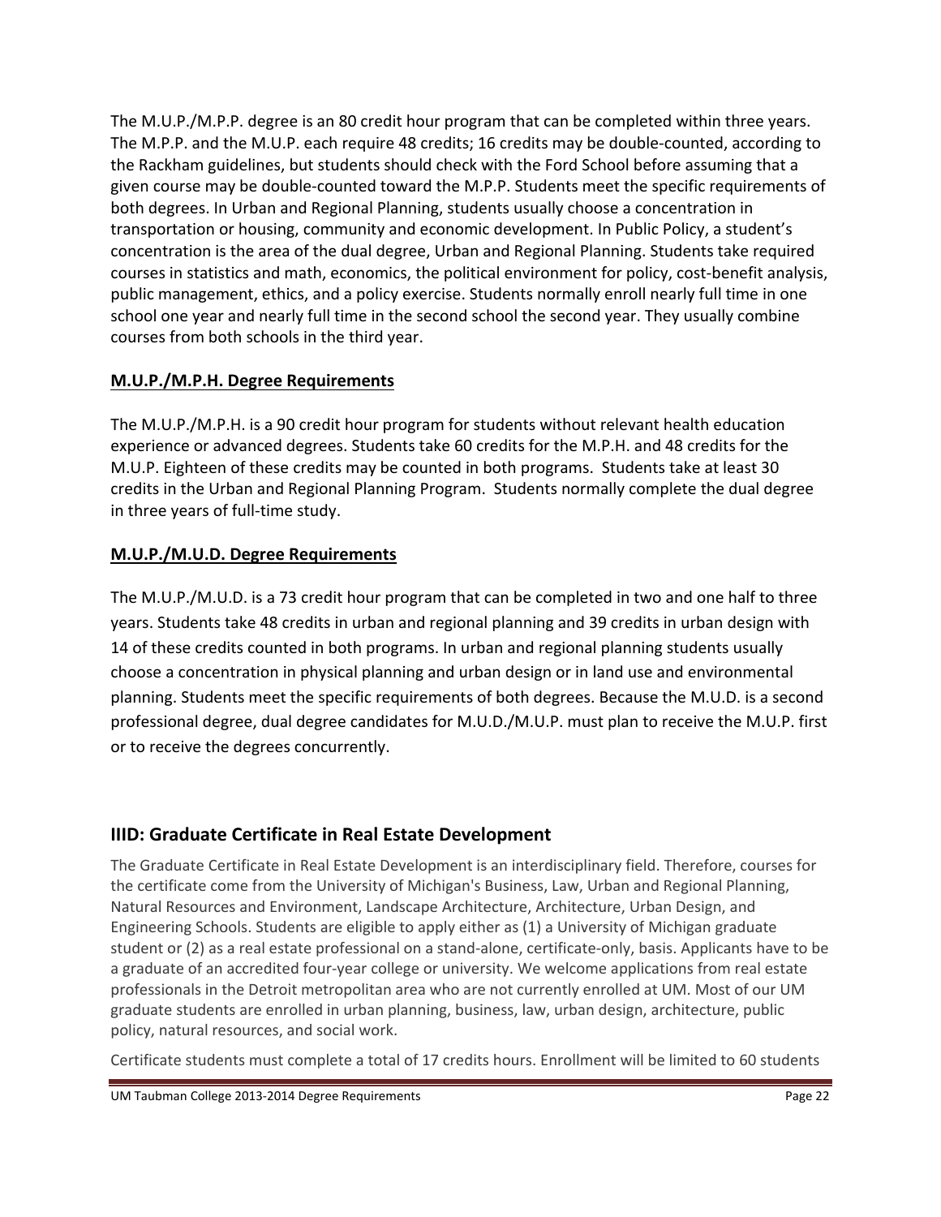The M.U.P./M.P.P. degree is an 80 credit hour program that can be completed within three years. The M.P.P. and the M.U.P. each require 48 credits; 16 credits may be double-counted, according to the Rackham guidelines, but students should check with the Ford School before assuming that a given course may be double-counted toward the M.P.P. Students meet the specific requirements of both degrees. In Urban and Regional Planning, students usually choose a concentration in transportation or housing, community and economic development. In Public Policy, a student's concentration is the area of the dual degree, Urban and Regional Planning. Students take required courses in statistics and math, economics, the political environment for policy, cost-benefit analysis, public management, ethics, and a policy exercise. Students normally enroll nearly full time in one school one year and nearly full time in the second school the second year. They usually combine courses from both schools in the third year.

### M.U.P./M.P.H. Degree Requirements

The M.U.P./M.P.H. is a 90 credit hour program for students without relevant health education experience or advanced degrees. Students take 60 credits for the M.P.H. and 48 credits for the M.U.P. Eighteen of these credits may be counted in both programs. Students take at least 30 credits in the Urban and Regional Planning Program. Students normally complete the dual degree in three years of full-time study.

### M.U.P./M.U.D. Degree Requirements

The M.U.P./M.U.D. is a 73 credit hour program that can be completed in two and one half to three years. Students take 48 credits in urban and regional planning and 39 credits in urban design with 14 of these credits counted in both programs. In urban and regional planning students usually choose a concentration in physical planning and urban design or in land use and environmental planning. Students meet the specific requirements of both degrees. Because the M.U.D. is a second professional degree, dual degree candidates for M.U.D./M.U.P. must plan to receive the M.U.P. first or to receive the degrees concurrently.

## IIID: Graduate Certificate in Real Estate Development

The Graduate Certificate in Real Estate Development is an interdisciplinary field. Therefore, courses for the certificate come from the University of Michigan's Business, Law, Urban and Regional Planning, Natural Resources and Environment, Landscape Architecture, Architecture, Urban Design, and Engineering Schools. Students are eligible to apply either as (1) a University of Michigan graduate student or (2) as a real estate professional on a stand-alone, certificate-only, basis. Applicants have to be a graduate of an accredited four-year college or university. We welcome applications from real estate professionals in the Detroit metropolitan area who are not currently enrolled at UM. Most of our UM graduate students are enrolled in urban planning, business, law, urban design, architecture, public policy, natural resources, and social work.

Certificate students must complete a total of 17 credits hours. Enrollment will be limited to 60 students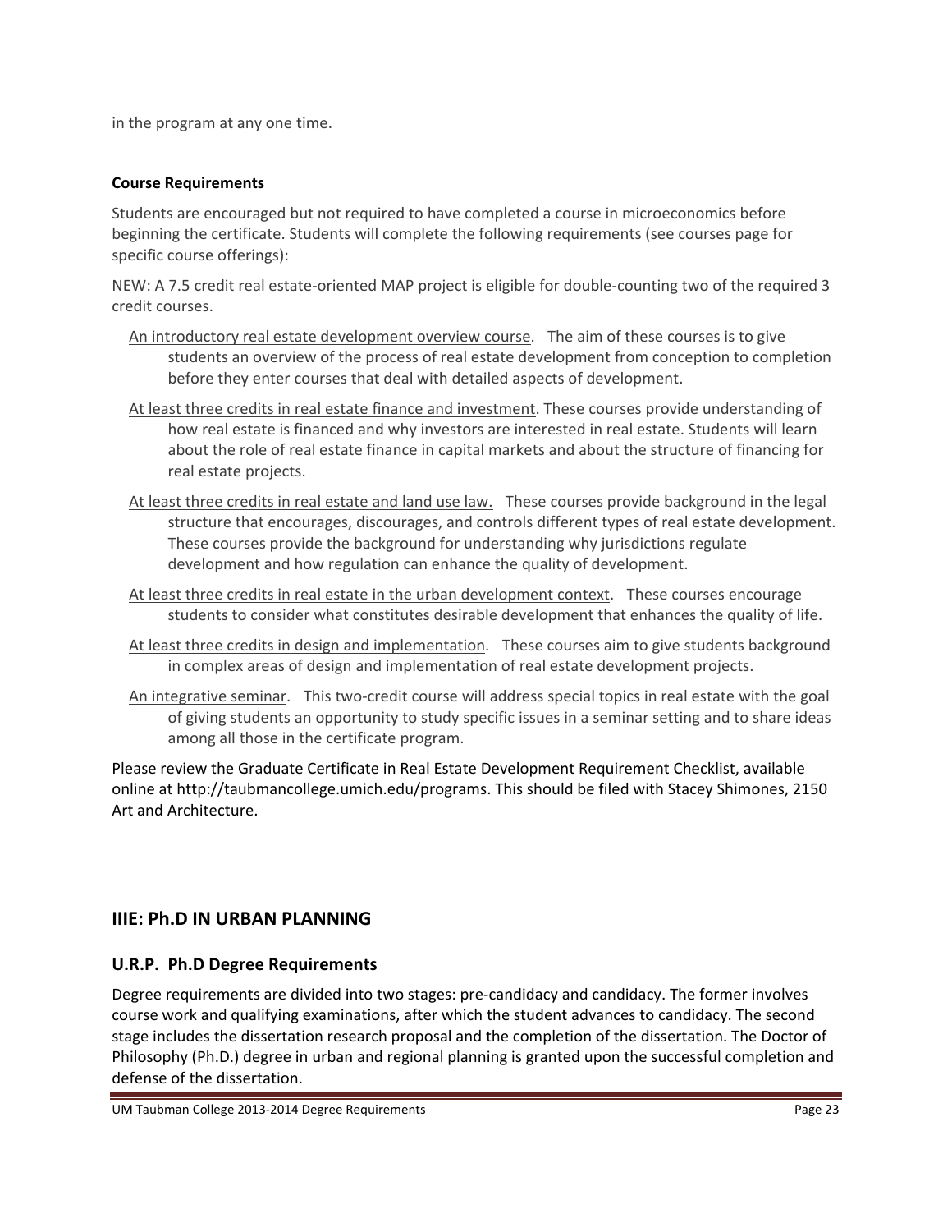in the program at any one time.

**Course Requirements**

Students are encouraged but not required to have completed a course in microeconomics before beginning the certificate. Students will complete the following requirements (see courses page for specific course offerings):

NEW: A 7.5 credit real estate-oriented MAP project is eligible for double-counting two of the required 3 credit courses.

- <u>An introductory real estate development overview course</u>. The aim of these courses is to give students an overview of the process of real estate development from conception to completion before they enter courses that deal with detailed aspects of development.
- <u>At least three credits in real estate finance and investment</u>. These courses provide understanding of how real estate is financed and why investors are interested in real estate. Students will learn about the role of real estate finance in capital markets and about the structure of financing for real estate projects.
- <u>At least three credits in real estate and land use law.</u> These courses provide background in the legal structure that encourages, discourages, and controls different types of real estate development. These courses provide the background for understanding why jurisdictions regulate development and how regulation can enhance the quality of development.
- <u>At least three credits in real estate in the urban development context</u>. These courses encourage students to consider what constitutes desirable development that enhances the quality of life.
- <u>At least three credits in design and implementation</u>. These courses aim to give students background in complex areas of design and implementation of real estate development projects.
- <u>An integrative seminar</u>. This two-credit course will address special topics in real estate with the goal of giving students an opportunity to study specific issues in a seminar setting and to share ideas among all those in the certificate program.

Please review the Graduate Certificate in Real Estate Development Requirement Checklist, available online at http://taubmancollege.umich.edu/programs. This should be filed with Stacey Shimones, 2150 Art and Architecture.

## IIIE: Ph.D IN URBAN PLANNING

### U.R.P. Ph.D Degree Requirements

Degree requirements are divided into two stages: pre-candidacy and candidacy. The former involves course work and qualifying examinations, after which the student advances to candidacy. The second stage includes the dissertation research proposal and the completion of the dissertation. The Doctor of Philosophy (Ph.D.) degree in urban and regional planning is granted upon the successful completion and defense of the dissertation.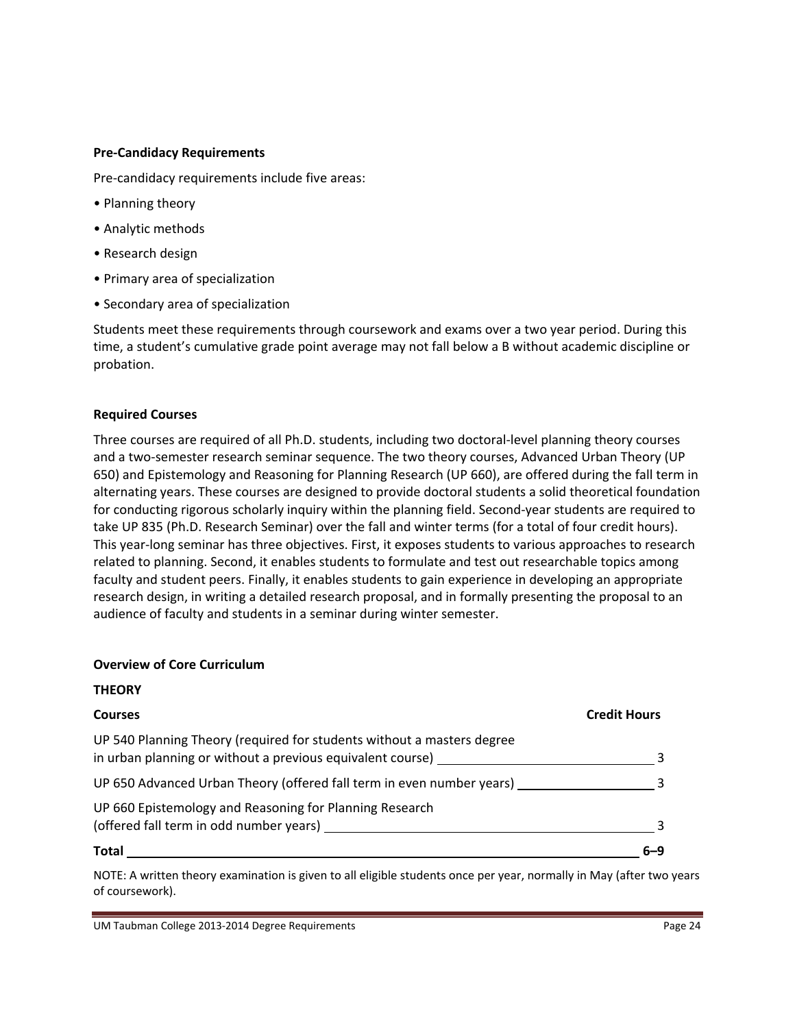**Pre-Candidacy Requirements**

Pre-candidacy requirements include five areas:

- Planning theory
- Analytic methods
- Research design
- Primary area of specialization
- Secondary area of specialization

Students meet these requirements through coursework and exams over a two year period. During this time, a student's cumulative grade point average may not fall below a B without academic discipline or probation.

**Required Courses**

Three courses are required of all Ph.D. students, including two doctoral-level planning theory courses and a two-semester research seminar sequence. The two theory courses, Advanced Urban Theory (UP 650) and Epistemology and Reasoning for Planning Research (UP 660), are offered during the fall term in alternating years. These courses are designed to provide doctoral students a solid theoretical foundation for conducting rigorous scholarly inquiry within the planning field. Second-year students are required to take UP 835 (Ph.D. Research Seminar) over the fall and winter terms (for a total of four credit hours). This year-long seminar has three objectives. First, it exposes students to various approaches to research related to planning. Second, it enables students to formulate and test out researchable topics among faculty and student peers. Finally, it enables students to gain experience in developing an appropriate research design, in writing a detailed research proposal, and in formally presenting the proposal to an audience of faculty and students in a seminar during winter semester.

**Overview of Core Curriculum**

**THEORY**

| Courses | Credit Hours |
|---|---|
| UP 540 Planning Theory (required for students without a masters degree in urban planning or without a previous equivalent course) | 3 |
| UP 650 Advanced Urban Theory (offered fall term in even number years) | 3 |
| UP 660 Epistemology and Reasoning for Planning Research (offered fall term in odd number years) | 3 |
| **Total** | **6–9** |

NOTE: A written theory examination is given to all eligible students once per year, normally in May (after two years of coursework).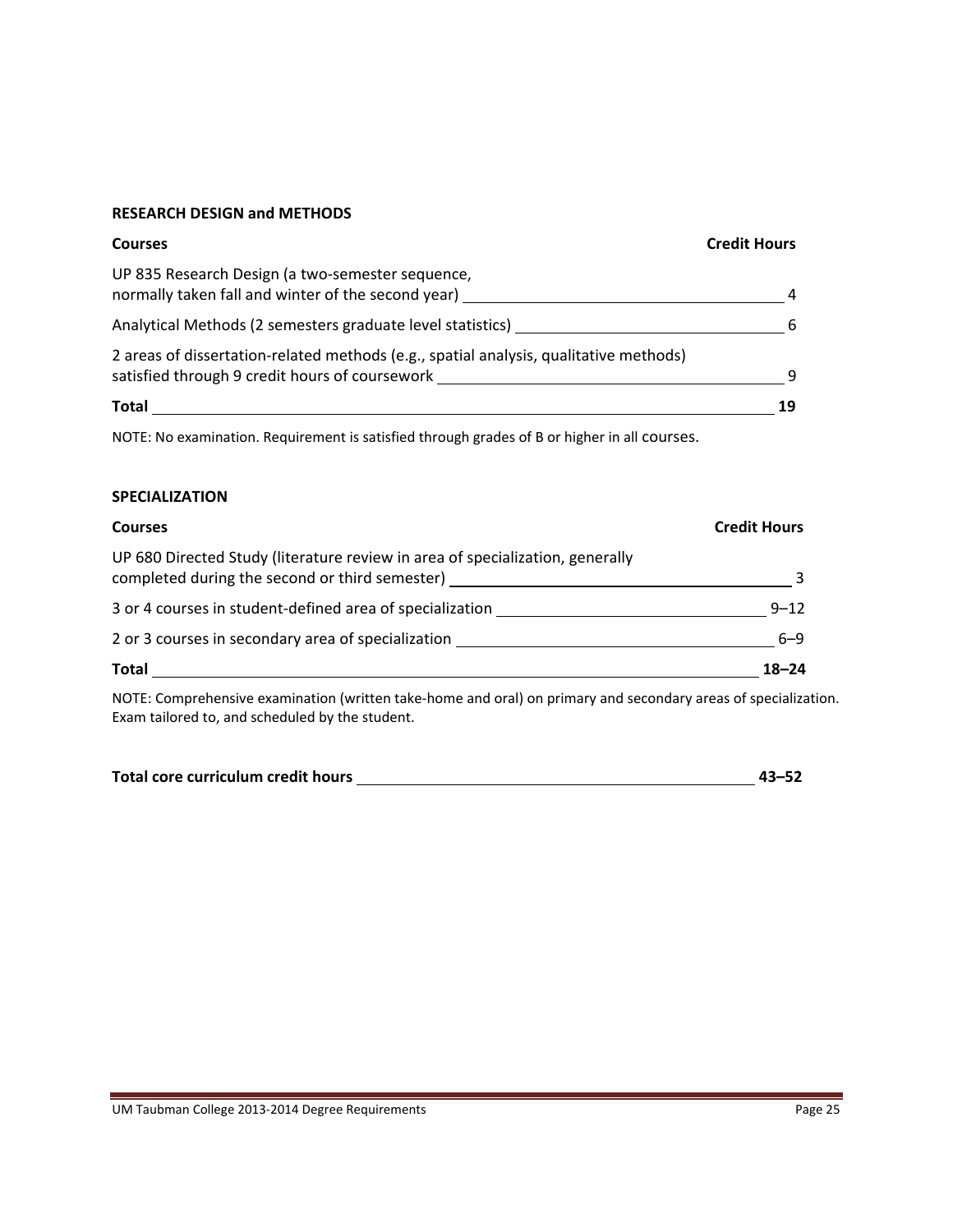### RESEARCH DESIGN and METHODS

| Courses | Credit Hours |
|---|---|
| UP 835 Research Design (a two-semester sequence, normally taken fall and winter of the second year) | 4 |
| Analytical Methods (2 semesters graduate level statistics) | 6 |
| 2 areas of dissertation-related methods (e.g., spatial analysis, qualitative methods) satisfied through 9 credit hours of coursework | 9 |
| **Total** | **19** |

NOTE: No examination. Requirement is satisfied through grades of B or higher in all courses.

### SPECIALIZATION

| Courses | Credit Hours |
|---|---|
| UP 680 Directed Study (literature review in area of specialization, generally completed during the second or third semester) | 3 |
| 3 or 4 courses in student-defined area of specialization | 9–12 |
| 2 or 3 courses in secondary area of specialization | 6–9 |
| **Total** | **18–24** |

NOTE: Comprehensive examination (written take-home and oral) on primary and secondary areas of specialization. Exam tailored to, and scheduled by the student.

**Total core curriculum credit hours** **43–52**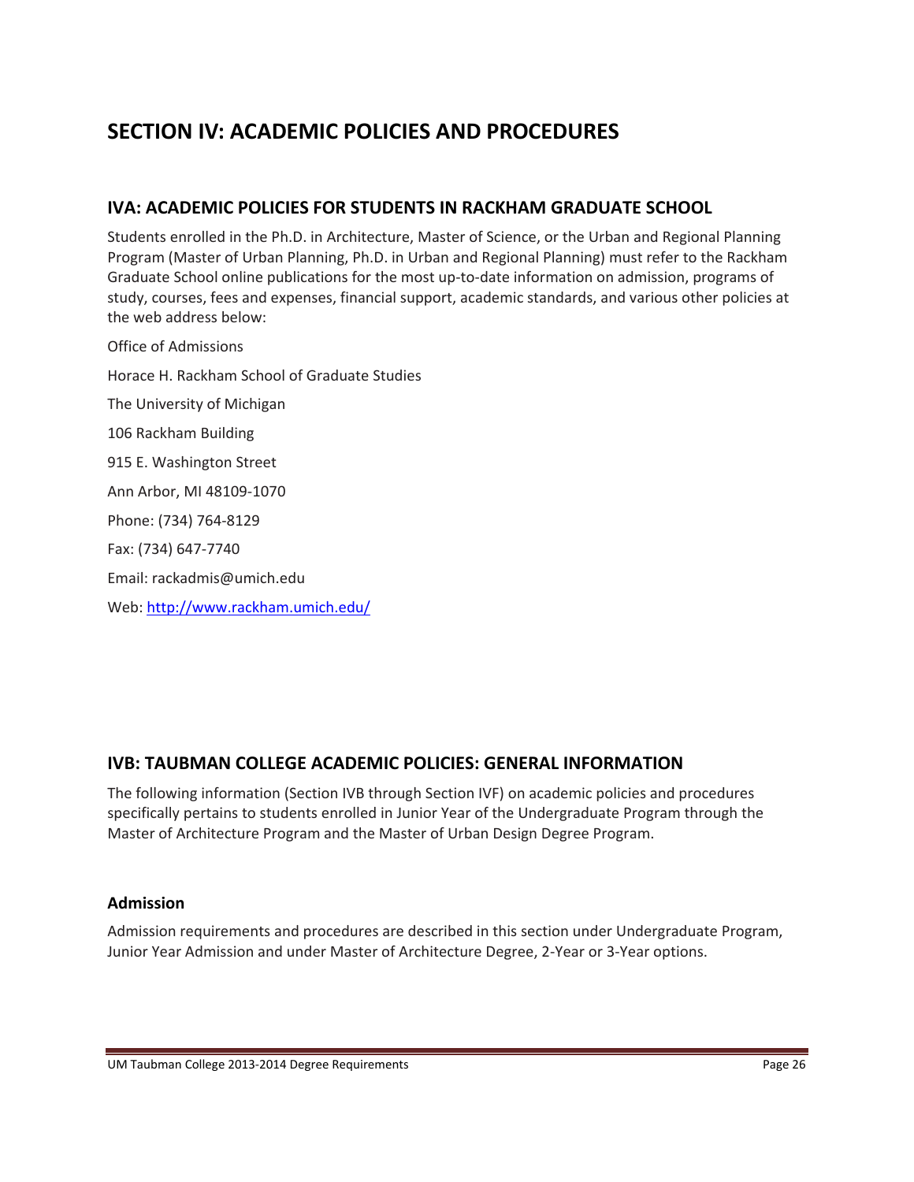# SECTION IV: ACADEMIC POLICIES AND PROCEDURES

## IVA: ACADEMIC POLICIES FOR STUDENTS IN RACKHAM GRADUATE SCHOOL

Students enrolled in the Ph.D. in Architecture, Master of Science, or the Urban and Regional Planning Program (Master of Urban Planning, Ph.D. in Urban and Regional Planning) must refer to the Rackham Graduate School online publications for the most up-to-date information on admission, programs of study, courses, fees and expenses, financial support, academic standards, and various other policies at the web address below:

Office of Admissions

Horace H. Rackham School of Graduate Studies

The University of Michigan

106 Rackham Building

915 E. Washington Street

Ann Arbor, MI 48109-1070

Phone: (734) 764-8129

Fax: (734) 647-7740

Email: rackadmis@umich.edu

Web: [http://www.rackham.umich.edu/](http://www.rackham.umich.edu/)

## IVB: TAUBMAN COLLEGE ACADEMIC POLICIES: GENERAL INFORMATION

The following information (Section IVB through Section IVF) on academic policies and procedures specifically pertains to students enrolled in Junior Year of the Undergraduate Program through the Master of Architecture Program and the Master of Urban Design Degree Program.

### Admission

Admission requirements and procedures are described in this section under Undergraduate Program, Junior Year Admission and under Master of Architecture Degree, 2-Year or 3-Year options.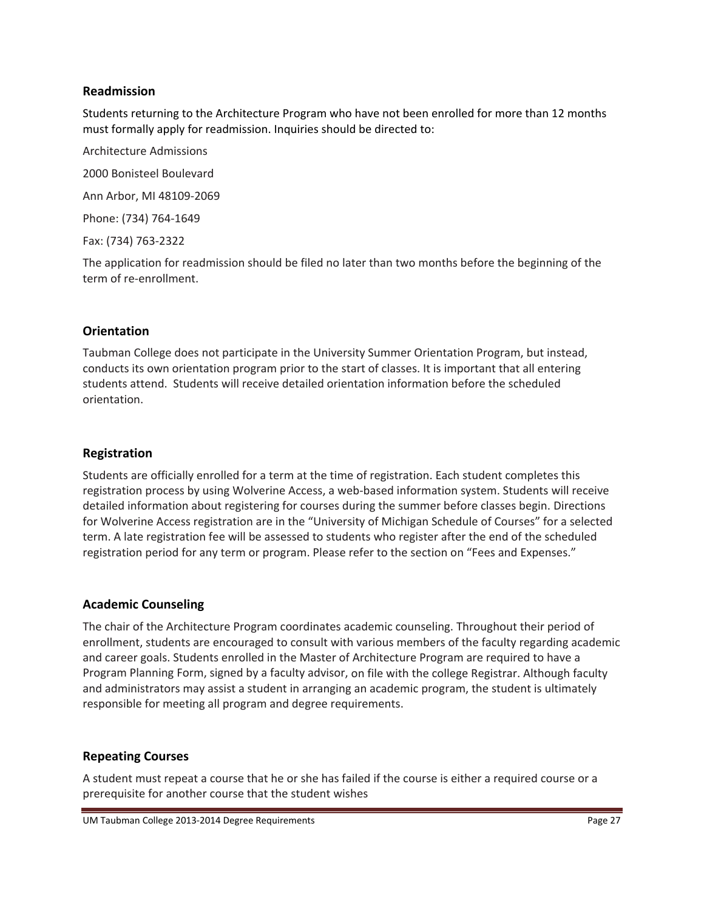### Readmission

Students returning to the Architecture Program who have not been enrolled for more than 12 months must formally apply for readmission. Inquiries should be directed to:

Architecture Admissions

2000 Bonisteel Boulevard

Ann Arbor, MI 48109-2069

Phone: (734) 764-1649

Fax: (734) 763-2322

The application for readmission should be filed no later than two months before the beginning of the term of re-enrollment.

### Orientation

Taubman College does not participate in the University Summer Orientation Program, but instead, conducts its own orientation program prior to the start of classes. It is important that all entering students attend. Students will receive detailed orientation information before the scheduled orientation.

### Registration

Students are officially enrolled for a term at the time of registration. Each student completes this registration process by using Wolverine Access, a web-based information system. Students will receive detailed information about registering for courses during the summer before classes begin. Directions for Wolverine Access registration are in the "University of Michigan Schedule of Courses" for a selected term. A late registration fee will be assessed to students who register after the end of the scheduled registration period for any term or program. Please refer to the section on "Fees and Expenses."

### Academic Counseling

The chair of the Architecture Program coordinates academic counseling. Throughout their period of enrollment, students are encouraged to consult with various members of the faculty regarding academic and career goals. Students enrolled in the Master of Architecture Program are required to have a Program Planning Form, signed by a faculty advisor, on file with the college Registrar. Although faculty and administrators may assist a student in arranging an academic program, the student is ultimately responsible for meeting all program and degree requirements.

### Repeating Courses

A student must repeat a course that he or she has failed if the course is either a required course or a prerequisite for another course that the student wishes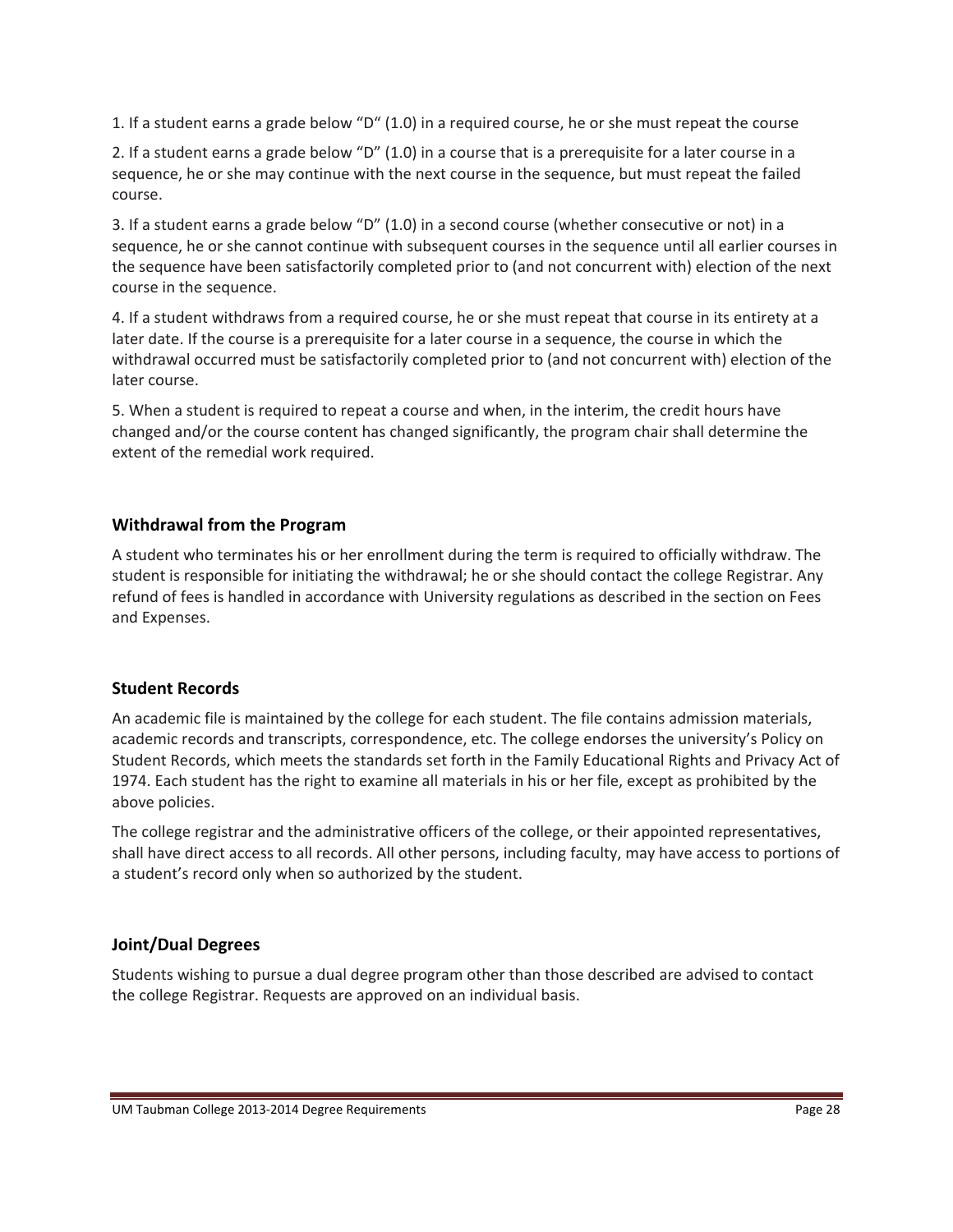1. If a student earns a grade below "D" (1.0) in a required course, he or she must repeat the course

2. If a student earns a grade below "D" (1.0) in a course that is a prerequisite for a later course in a sequence, he or she may continue with the next course in the sequence, but must repeat the failed course.

3. If a student earns a grade below "D" (1.0) in a second course (whether consecutive or not) in a sequence, he or she cannot continue with subsequent courses in the sequence until all earlier courses in the sequence have been satisfactorily completed prior to (and not concurrent with) election of the next course in the sequence.

4. If a student withdraws from a required course, he or she must repeat that course in its entirety at a later date. If the course is a prerequisite for a later course in a sequence, the course in which the withdrawal occurred must be satisfactorily completed prior to (and not concurrent with) election of the later course.

5. When a student is required to repeat a course and when, in the interim, the credit hours have changed and/or the course content has changed significantly, the program chair shall determine the extent of the remedial work required.

## Withdrawal from the Program

A student who terminates his or her enrollment during the term is required to officially withdraw. The student is responsible for initiating the withdrawal; he or she should contact the college Registrar. Any refund of fees is handled in accordance with University regulations as described in the section on Fees and Expenses.

## Student Records

An academic file is maintained by the college for each student. The file contains admission materials, academic records and transcripts, correspondence, etc. The college endorses the university's Policy on Student Records, which meets the standards set forth in the Family Educational Rights and Privacy Act of 1974. Each student has the right to examine all materials in his or her file, except as prohibited by the above policies.

The college registrar and the administrative officers of the college, or their appointed representatives, shall have direct access to all records. All other persons, including faculty, may have access to portions of a student's record only when so authorized by the student.

## Joint/Dual Degrees

Students wishing to pursue a dual degree program other than those described are advised to contact the college Registrar. Requests are approved on an individual basis.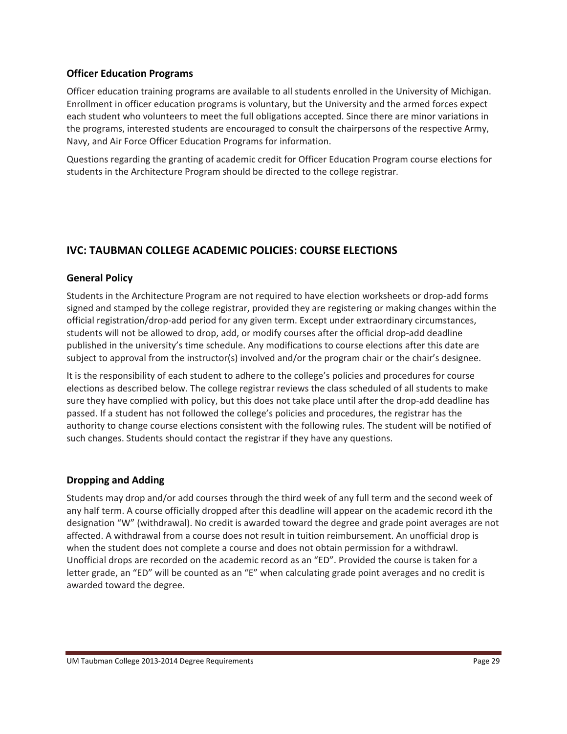### Officer Education Programs

Officer education training programs are available to all students enrolled in the University of Michigan. Enrollment in officer education programs is voluntary, but the University and the armed forces expect each student who volunteers to meet the full obligations accepted. Since there are minor variations in the programs, interested students are encouraged to consult the chairpersons of the respective Army, Navy, and Air Force Officer Education Programs for information.

Questions regarding the granting of academic credit for Officer Education Program course elections for students in the Architecture Program should be directed to the college registrar.

## IVC: TAUBMAN COLLEGE ACADEMIC POLICIES: COURSE ELECTIONS

### General Policy

Students in the Architecture Program are not required to have election worksheets or drop-add forms signed and stamped by the college registrar, provided they are registering or making changes within the official registration/drop-add period for any given term. Except under extraordinary circumstances, students will not be allowed to drop, add, or modify courses after the official drop-add deadline published in the university's time schedule. Any modifications to course elections after this date are subject to approval from the instructor(s) involved and/or the program chair or the chair's designee.

It is the responsibility of each student to adhere to the college's policies and procedures for course elections as described below. The college registrar reviews the class scheduled of all students to make sure they have complied with policy, but this does not take place until after the drop-add deadline has passed. If a student has not followed the college's policies and procedures, the registrar has the authority to change course elections consistent with the following rules. The student will be notified of such changes. Students should contact the registrar if they have any questions.

### Dropping and Adding

Students may drop and/or add courses through the third week of any full term and the second week of any half term. A course officially dropped after this deadline will appear on the academic record ith the designation "W" (withdrawal). No credit is awarded toward the degree and grade point averages are not affected. A withdrawal from a course does not result in tuition reimbursement. An unofficial drop is when the student does not complete a course and does not obtain permission for a withdrawl. Unofficial drops are recorded on the academic record as an "ED". Provided the course is taken for a letter grade, an "ED" will be counted as an "E" when calculating grade point averages and no credit is awarded toward the degree.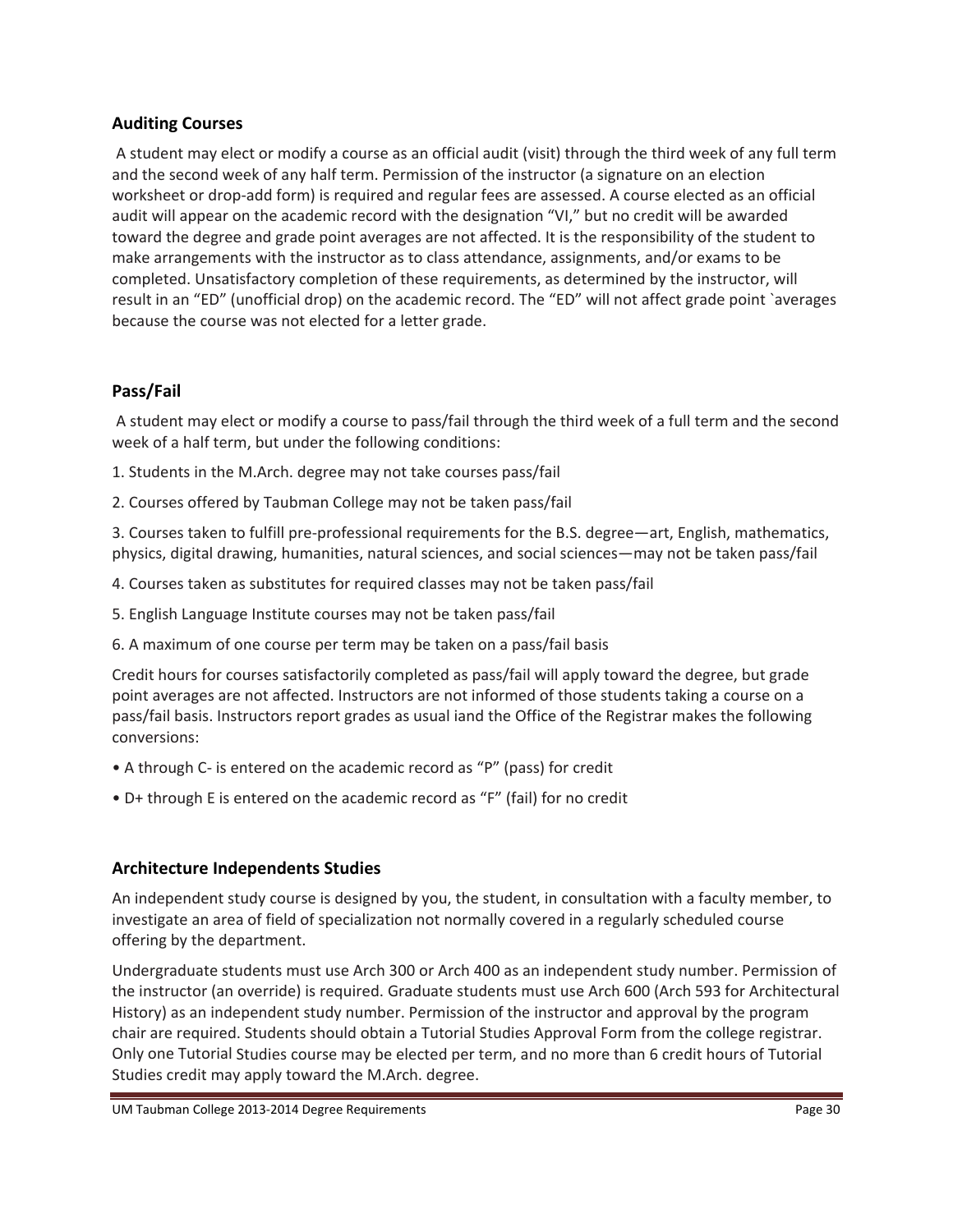## Auditing Courses

A student may elect or modify a course as an official audit (visit) through the third week of any full term and the second week of any half term. Permission of the instructor (a signature on an election worksheet or drop-add form) is required and regular fees are assessed. A course elected as an official audit will appear on the academic record with the designation "VI," but no credit will be awarded toward the degree and grade point averages are not affected. It is the responsibility of the student to make arrangements with the instructor as to class attendance, assignments, and/or exams to be completed. Unsatisfactory completion of these requirements, as determined by the instructor, will result in an "ED" (unofficial drop) on the academic record. The "ED" will not affect grade point `averages because the course was not elected for a letter grade.

## Pass/Fail

A student may elect or modify a course to pass/fail through the third week of a full term and the second week of a half term, but under the following conditions:

1. Students in the M.Arch. degree may not take courses pass/fail
2. Courses offered by Taubman College may not be taken pass/fail
3. Courses taken to fulfill pre-professional requirements for the B.S. degree—art, English, mathematics, physics, digital drawing, humanities, natural sciences, and social sciences—may not be taken pass/fail
4. Courses taken as substitutes for required classes may not be taken pass/fail
5. English Language Institute courses may not be taken pass/fail
6. A maximum of one course per term may be taken on a pass/fail basis

Credit hours for courses satisfactorily completed as pass/fail will apply toward the degree, but grade point averages are not affected. Instructors are not informed of those students taking a course on a pass/fail basis. Instructors report grades as usual iand the Office of the Registrar makes the following conversions:

- A through C- is entered on the academic record as "P" (pass) for credit
- D+ through E is entered on the academic record as "F" (fail) for no credit

## Architecture Independents Studies

An independent study course is designed by you, the student, in consultation with a faculty member, to investigate an area of field of specialization not normally covered in a regularly scheduled course offering by the department.

Undergraduate students must use Arch 300 or Arch 400 as an independent study number. Permission of the instructor (an override) is required. Graduate students must use Arch 600 (Arch 593 for Architectural History) as an independent study number. Permission of the instructor and approval by the program chair are required. Students should obtain a Tutorial Studies Approval Form from the college registrar. Only one Tutorial Studies course may be elected per term, and no more than 6 credit hours of Tutorial Studies credit may apply toward the M.Arch. degree.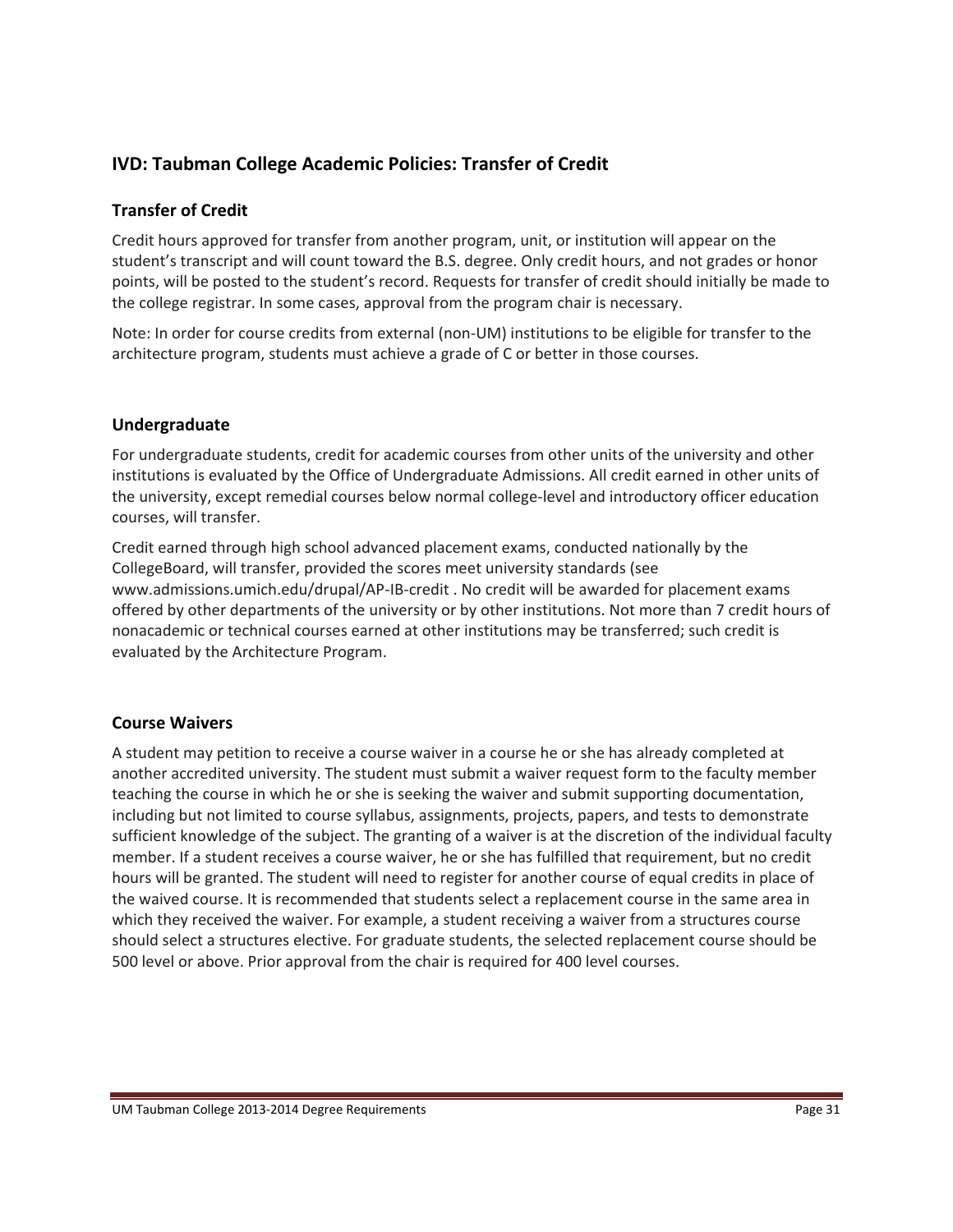## IVD: Taubman College Academic Policies: Transfer of Credit

### Transfer of Credit

Credit hours approved for transfer from another program, unit, or institution will appear on the student's transcript and will count toward the B.S. degree. Only credit hours, and not grades or honor points, will be posted to the student's record. Requests for transfer of credit should initially be made to the college registrar. In some cases, approval from the program chair is necessary.

Note: In order for course credits from external (non-UM) institutions to be eligible for transfer to the architecture program, students must achieve a grade of C or better in those courses.

### Undergraduate

For undergraduate students, credit for academic courses from other units of the university and other institutions is evaluated by the Office of Undergraduate Admissions. All credit earned in other units of the university, except remedial courses below normal college-level and introductory officer education courses, will transfer.

Credit earned through high school advanced placement exams, conducted nationally by the CollegeBoard, will transfer, provided the scores meet university standards (see www.admissions.umich.edu/drupal/AP-IB-credit . No credit will be awarded for placement exams offered by other departments of the university or by other institutions. Not more than 7 credit hours of nonacademic or technical courses earned at other institutions may be transferred; such credit is evaluated by the Architecture Program.

### Course Waivers

A student may petition to receive a course waiver in a course he or she has already completed at another accredited university. The student must submit a waiver request form to the faculty member teaching the course in which he or she is seeking the waiver and submit supporting documentation, including but not limited to course syllabus, assignments, projects, papers, and tests to demonstrate sufficient knowledge of the subject. The granting of a waiver is at the discretion of the individual faculty member. If a student receives a course waiver, he or she has fulfilled that requirement, but no credit hours will be granted. The student will need to register for another course of equal credits in place of the waived course. It is recommended that students select a replacement course in the same area in which they received the waiver. For example, a student receiving a waiver from a structures course should select a structures elective. For graduate students, the selected replacement course should be 500 level or above. Prior approval from the chair is required for 400 level courses.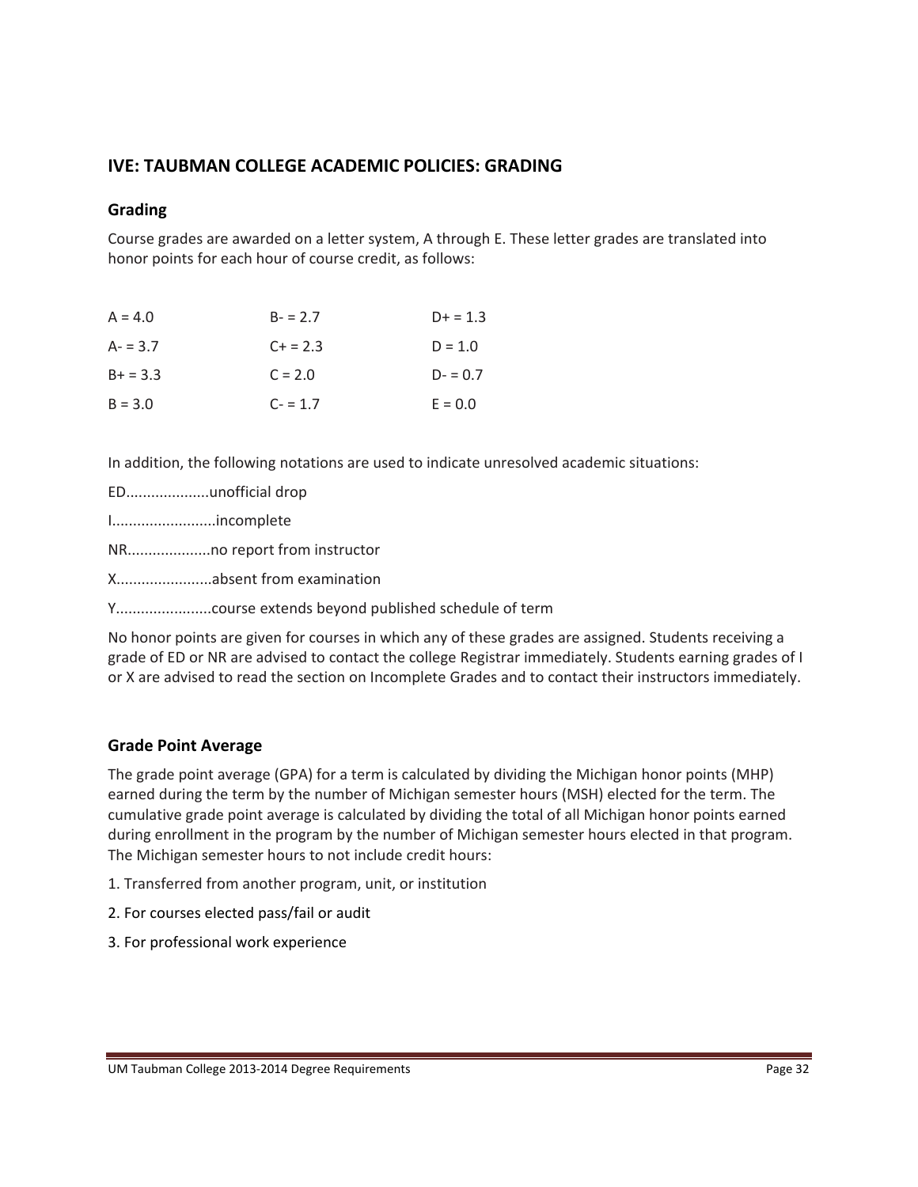## IVE: TAUBMAN COLLEGE ACADEMIC POLICIES: GRADING

### Grading

Course grades are awarded on a letter system, A through E. These letter grades are translated into honor points for each hour of course credit, as follows:

| | | |
|---|---|---|
| A = 4.0 | B- = 2.7 | D+ = 1.3 |
| A- = 3.7 | C+ = 2.3 | D = 1.0 |
| B+ = 3.3 | C = 2.0 | D- = 0.7 |
| B = 3.0 | C- = 1.7 | E = 0.0 |

In addition, the following notations are used to indicate unresolved academic situations:

ED....................unofficial drop

I.........................incomplete

NR....................no report from instructor

X.......................absent from examination

Y.......................course extends beyond published schedule of term

No honor points are given for courses in which any of these grades are assigned. Students receiving a grade of ED or NR are advised to contact the college Registrar immediately. Students earning grades of I or X are advised to read the section on Incomplete Grades and to contact their instructors immediately.

### Grade Point Average

The grade point average (GPA) for a term is calculated by dividing the Michigan honor points (MHP) earned during the term by the number of Michigan semester hours (MSH) elected for the term. The cumulative grade point average is calculated by dividing the total of all Michigan honor points earned during enrollment in the program by the number of Michigan semester hours elected in that program. The Michigan semester hours to not include credit hours:

1. Transferred from another program, unit, or institution
2. For courses elected pass/fail or audit
3. For professional work experience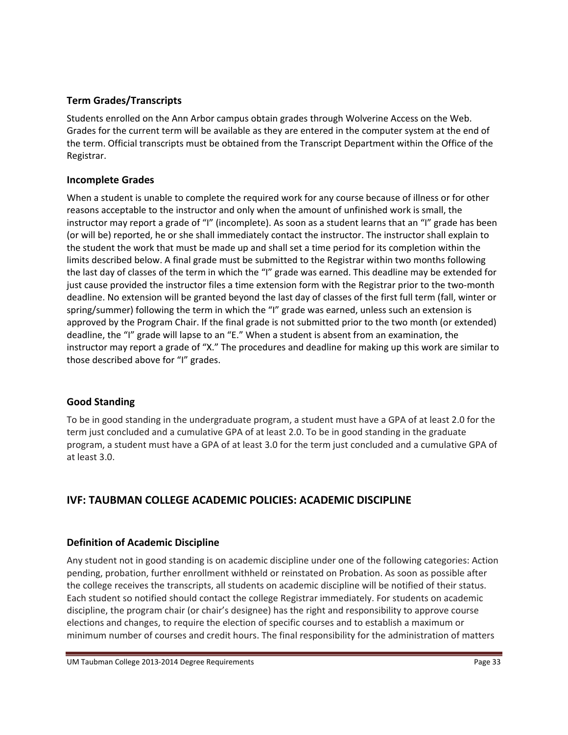### Term Grades/Transcripts

Students enrolled on the Ann Arbor campus obtain grades through Wolverine Access on the Web. Grades for the current term will be available as they are entered in the computer system at the end of the term. Official transcripts must be obtained from the Transcript Department within the Office of the Registrar.

### Incomplete Grades

When a student is unable to complete the required work for any course because of illness or for other reasons acceptable to the instructor and only when the amount of unfinished work is small, the instructor may report a grade of "I" (incomplete). As soon as a student learns that an "I" grade has been (or will be) reported, he or she shall immediately contact the instructor. The instructor shall explain to the student the work that must be made up and shall set a time period for its completion within the limits described below. A final grade must be submitted to the Registrar within two months following the last day of classes of the term in which the "I" grade was earned. This deadline may be extended for just cause provided the instructor files a time extension form with the Registrar prior to the two-month deadline. No extension will be granted beyond the last day of classes of the first full term (fall, winter or spring/summer) following the term in which the "I" grade was earned, unless such an extension is approved by the Program Chair. If the final grade is not submitted prior to the two month (or extended) deadline, the "I" grade will lapse to an "E." When a student is absent from an examination, the instructor may report a grade of "X." The procedures and deadline for making up this work are similar to those described above for "I" grades.

### Good Standing

To be in good standing in the undergraduate program, a student must have a GPA of at least 2.0 for the term just concluded and a cumulative GPA of at least 2.0. To be in good standing in the graduate program, a student must have a GPA of at least 3.0 for the term just concluded and a cumulative GPA of at least 3.0.

## IVF: TAUBMAN COLLEGE ACADEMIC POLICIES: ACADEMIC DISCIPLINE

### Definition of Academic Discipline

Any student not in good standing is on academic discipline under one of the following categories: Action pending, probation, further enrollment withheld or reinstated on Probation. As soon as possible after the college receives the transcripts, all students on academic discipline will be notified of their status. Each student so notified should contact the college Registrar immediately. For students on academic discipline, the program chair (or chair's designee) has the right and responsibility to approve course elections and changes, to require the election of specific courses and to establish a maximum or minimum number of courses and credit hours. The final responsibility for the administration of matters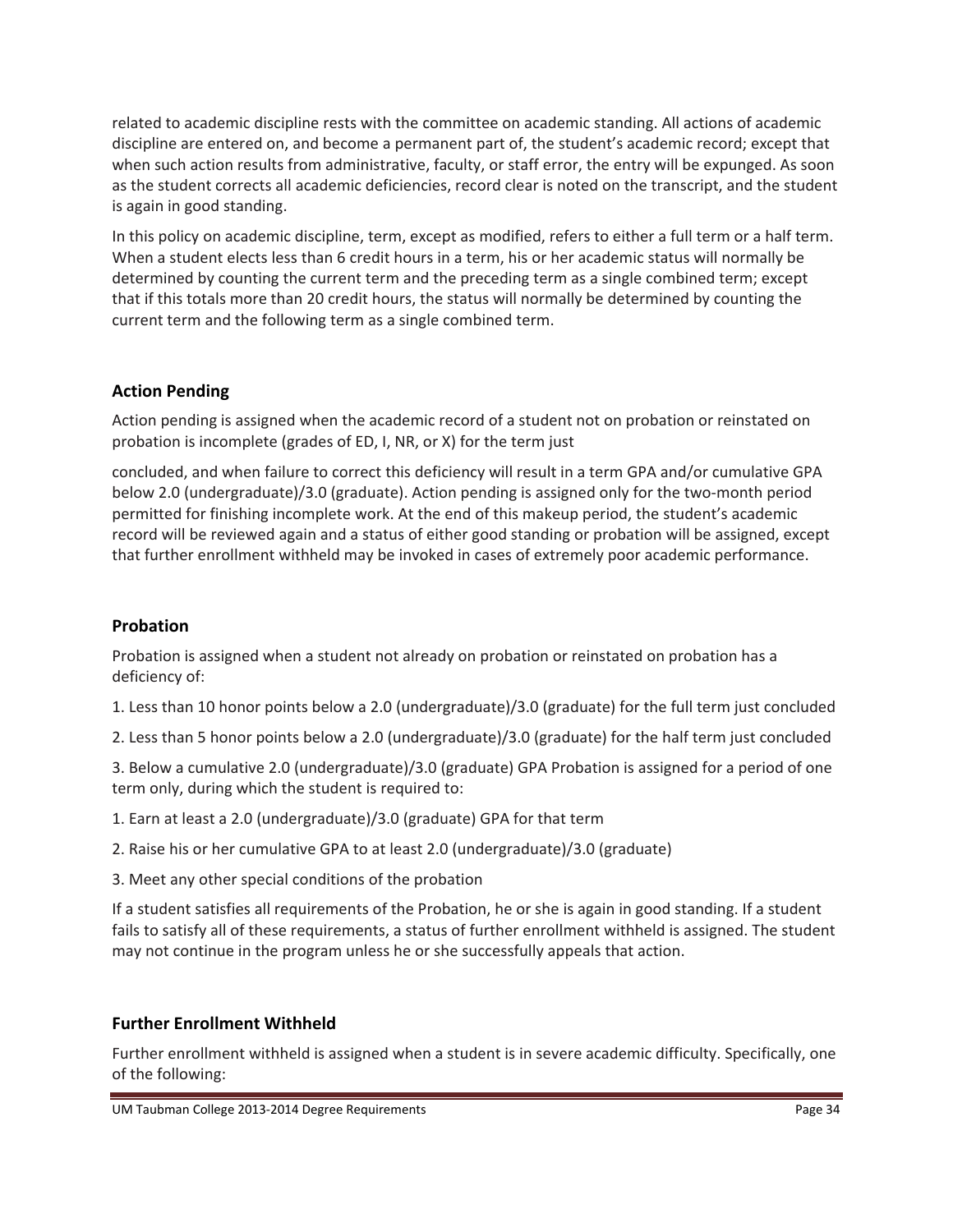related to academic discipline rests with the committee on academic standing. All actions of academic discipline are entered on, and become a permanent part of, the student's academic record; except that when such action results from administrative, faculty, or staff error, the entry will be expunged. As soon as the student corrects all academic deficiencies, record clear is noted on the transcript, and the student is again in good standing.

In this policy on academic discipline, term, except as modified, refers to either a full term or a half term. When a student elects less than 6 credit hours in a term, his or her academic status will normally be determined by counting the current term and the preceding term as a single combined term; except that if this totals more than 20 credit hours, the status will normally be determined by counting the current term and the following term as a single combined term.

### Action Pending

Action pending is assigned when the academic record of a student not on probation or reinstated on probation is incomplete (grades of ED, I, NR, or X) for the term just

concluded, and when failure to correct this deficiency will result in a term GPA and/or cumulative GPA below 2.0 (undergraduate)/3.0 (graduate). Action pending is assigned only for the two-month period permitted for finishing incomplete work. At the end of this makeup period, the student's academic record will be reviewed again and a status of either good standing or probation will be assigned, except that further enrollment withheld may be invoked in cases of extremely poor academic performance.

### Probation

Probation is assigned when a student not already on probation or reinstated on probation has a deficiency of:

1. Less than 10 honor points below a 2.0 (undergraduate)/3.0 (graduate) for the full term just concluded

2. Less than 5 honor points below a 2.0 (undergraduate)/3.0 (graduate) for the half term just concluded

3. Below a cumulative 2.0 (undergraduate)/3.0 (graduate) GPA Probation is assigned for a period of one term only, during which the student is required to:

1. Earn at least a 2.0 (undergraduate)/3.0 (graduate) GPA for that term

2. Raise his or her cumulative GPA to at least 2.0 (undergraduate)/3.0 (graduate)

3. Meet any other special conditions of the probation

If a student satisfies all requirements of the Probation, he or she is again in good standing. If a student fails to satisfy all of these requirements, a status of further enrollment withheld is assigned. The student may not continue in the program unless he or she successfully appeals that action.

### Further Enrollment Withheld

Further enrollment withheld is assigned when a student is in severe academic difficulty. Specifically, one of the following: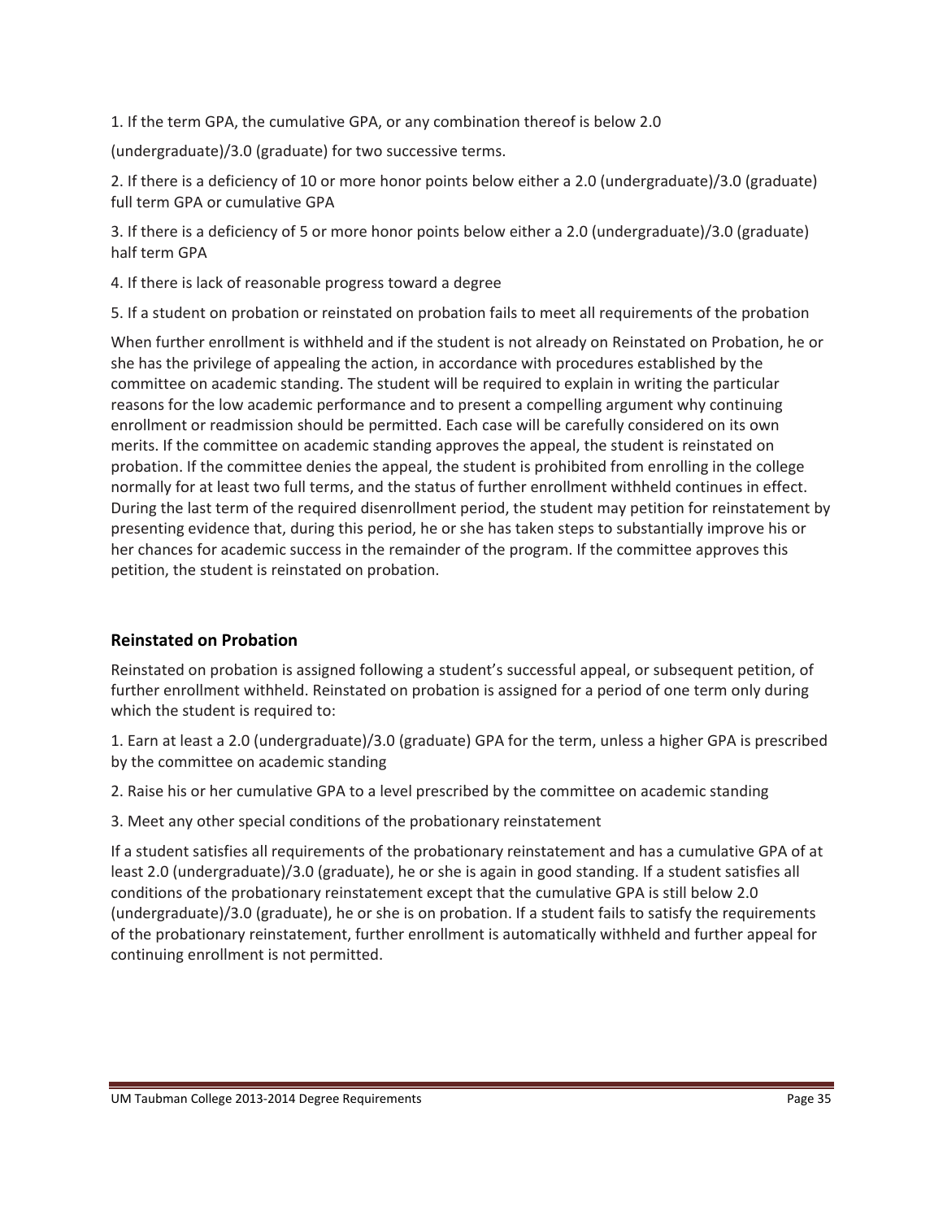1. If the term GPA, the cumulative GPA, or any combination thereof is below 2.0 (undergraduate)/3.0 (graduate) for two successive terms.

2. If there is a deficiency of 10 or more honor points below either a 2.0 (undergraduate)/3.0 (graduate) full term GPA or cumulative GPA

3. If there is a deficiency of 5 or more honor points below either a 2.0 (undergraduate)/3.0 (graduate) half term GPA

4. If there is lack of reasonable progress toward a degree

5. If a student on probation or reinstated on probation fails to meet all requirements of the probation

When further enrollment is withheld and if the student is not already on Reinstated on Probation, he or she has the privilege of appealing the action, in accordance with procedures established by the committee on academic standing. The student will be required to explain in writing the particular reasons for the low academic performance and to present a compelling argument why continuing enrollment or readmission should be permitted. Each case will be carefully considered on its own merits. If the committee on academic standing approves the appeal, the student is reinstated on probation. If the committee denies the appeal, the student is prohibited from enrolling in the college normally for at least two full terms, and the status of further enrollment withheld continues in effect. During the last term of the required disenrollment period, the student may petition for reinstatement by presenting evidence that, during this period, he or she has taken steps to substantially improve his or her chances for academic success in the remainder of the program. If the committee approves this petition, the student is reinstated on probation.

### Reinstated on Probation

Reinstated on probation is assigned following a student's successful appeal, or subsequent petition, of further enrollment withheld. Reinstated on probation is assigned for a period of one term only during which the student is required to:

1. Earn at least a 2.0 (undergraduate)/3.0 (graduate) GPA for the term, unless a higher GPA is prescribed by the committee on academic standing

2. Raise his or her cumulative GPA to a level prescribed by the committee on academic standing

3. Meet any other special conditions of the probationary reinstatement

If a student satisfies all requirements of the probationary reinstatement and has a cumulative GPA of at least 2.0 (undergraduate)/3.0 (graduate), he or she is again in good standing. If a student satisfies all conditions of the probationary reinstatement except that the cumulative GPA is still below 2.0 (undergraduate)/3.0 (graduate), he or she is on probation. If a student fails to satisfy the requirements of the probationary reinstatement, further enrollment is automatically withheld and further appeal for continuing enrollment is not permitted.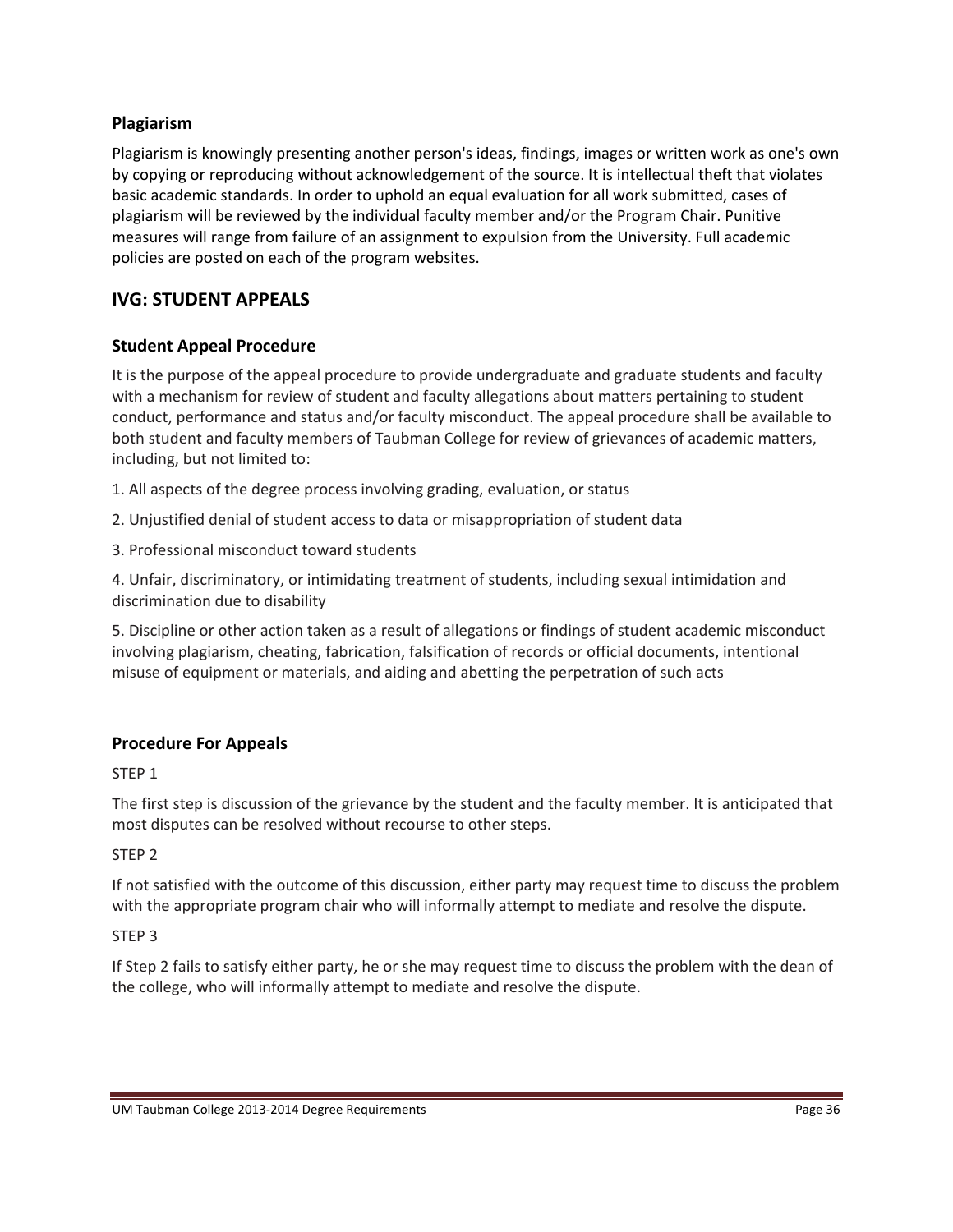### Plagiarism

Plagiarism is knowingly presenting another person's ideas, findings, images or written work as one's own by copying or reproducing without acknowledgement of the source. It is intellectual theft that violates basic academic standards. In order to uphold an equal evaluation for all work submitted, cases of plagiarism will be reviewed by the individual faculty member and/or the Program Chair. Punitive measures will range from failure of an assignment to expulsion from the University. Full academic policies are posted on each of the program websites.

## IVG: STUDENT APPEALS

### Student Appeal Procedure

It is the purpose of the appeal procedure to provide undergraduate and graduate students and faculty with a mechanism for review of student and faculty allegations about matters pertaining to student conduct, performance and status and/or faculty misconduct. The appeal procedure shall be available to both student and faculty members of Taubman College for review of grievances of academic matters, including, but not limited to:

1. All aspects of the degree process involving grading, evaluation, or status

2. Unjustified denial of student access to data or misappropriation of student data

3. Professional misconduct toward students

4. Unfair, discriminatory, or intimidating treatment of students, including sexual intimidation and discrimination due to disability

5. Discipline or other action taken as a result of allegations or findings of student academic misconduct involving plagiarism, cheating, fabrication, falsification of records or official documents, intentional misuse of equipment or materials, and aiding and abetting the perpetration of such acts

### Procedure For Appeals

STEP 1

The first step is discussion of the grievance by the student and the faculty member. It is anticipated that most disputes can be resolved without recourse to other steps.

STEP 2

If not satisfied with the outcome of this discussion, either party may request time to discuss the problem with the appropriate program chair who will informally attempt to mediate and resolve the dispute.

STEP 3

If Step 2 fails to satisfy either party, he or she may request time to discuss the problem with the dean of the college, who will informally attempt to mediate and resolve the dispute.